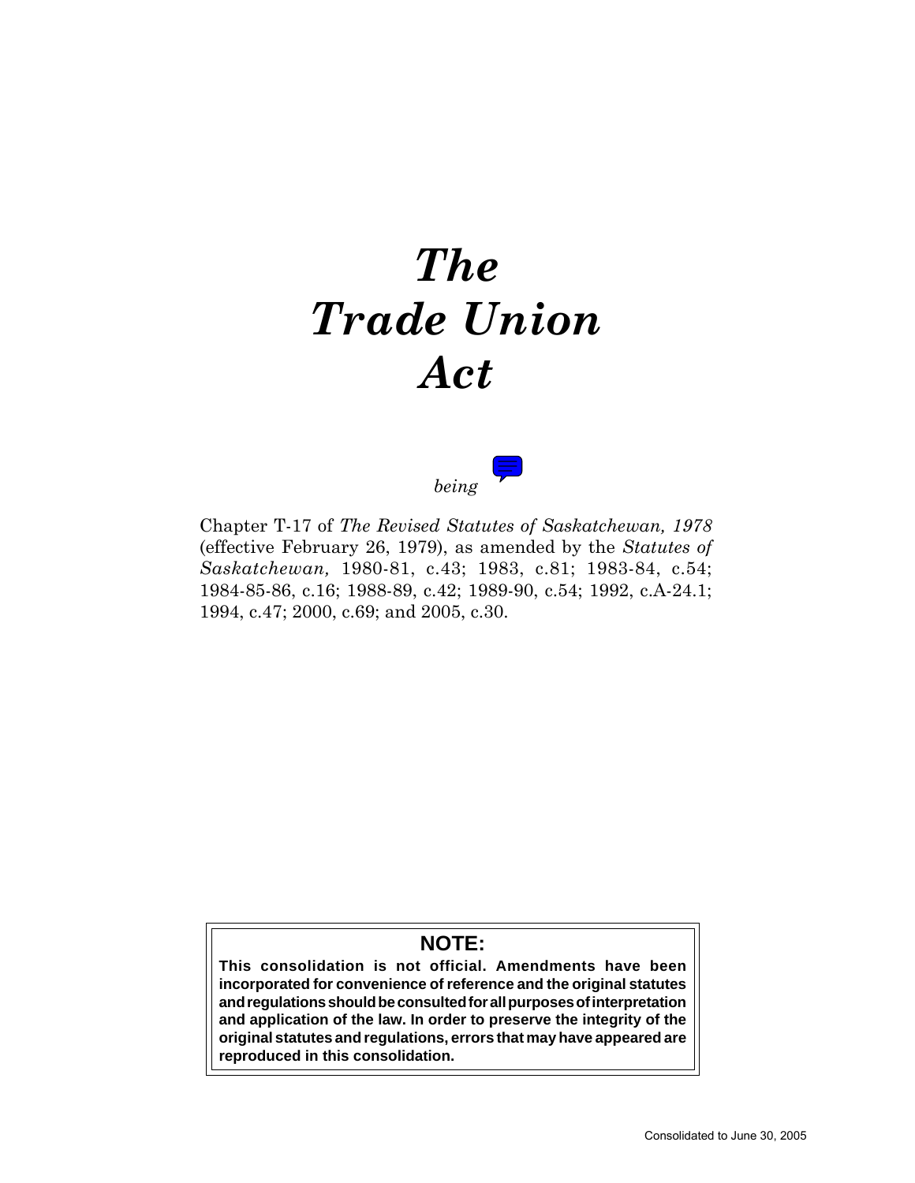# *The Trade Union Act*

*being*

Chapter T-17 of *The Revised Statutes of Saskatchewan, 1978* (effective February 26, 1979), as amended by the *Statutes of Saskatchewan,* 1980-81, c.43; 1983, c.81; 1983-84, c.54; 1984-85-86, c.16; 1988-89, c.42; 1989-90, c.54; 1992, c.A-24.1; 1994, c.47; 2000, c.69; and 2005, c.30.

**NOTE:**

**This consolidation is not official. Amendments have been incorporated for convenience of reference and the original statutes and regulations should be consulted for all purposes of interpretation and application of the law. In order to preserve the integrity of the original statutes and regulations, errors that may have appeared are reproduced in this consolidation.**

Consolidated to June 30, 2005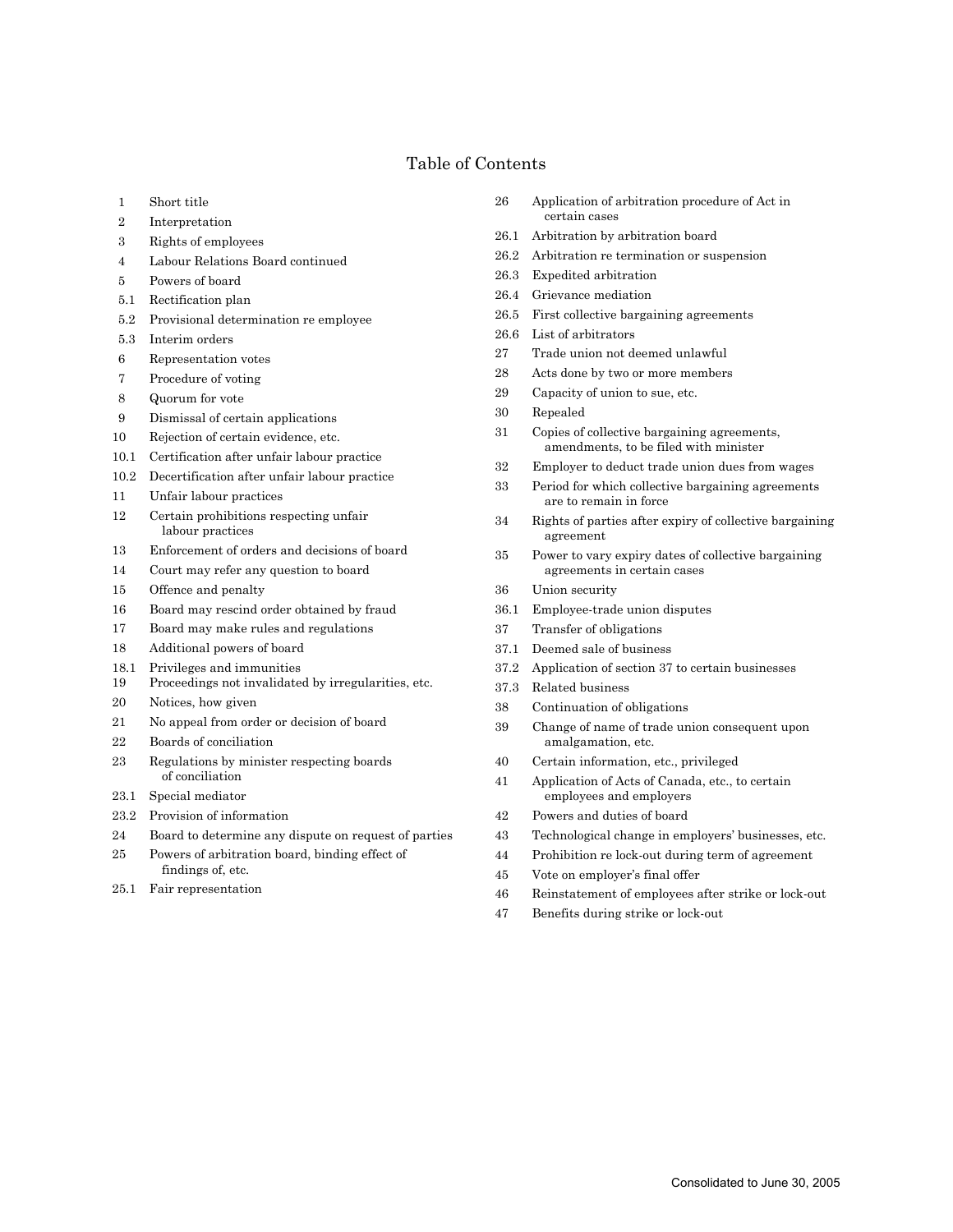# Table of Contents

| | |
|---|---|
| 1 | Short title |
| 2 | Interpretation |
| 3 | Rights of employees |
| 4 | Labour Relations Board continued |
| 5 | Powers of board |
| 5.1 | Rectification plan |
| 5.2 | Provisional determination re employee |
| 5.3 | Interim orders |
| 6 | Representation votes |
| 7 | Procedure of voting |
| 8 | Quorum for vote |
| 9 | Dismissal of certain applications |
| 10 | Rejection of certain evidence, etc. |
| 10.1 | Certification after unfair labour practice |
| 10.2 | Decertification after unfair labour practice |
| 11 | Unfair labour practices |
| 12 | Certain prohibitions respecting unfair labour practices |
| 13 | Enforcement of orders and decisions of board |
| 14 | Court may refer any question to board |
| 15 | Offence and penalty |
| 16 | Board may rescind order obtained by fraud |
| 17 | Board may make rules and regulations |
| 18 | Additional powers of board |
| 18.1 | Privileges and immunities |
| 19 | Proceedings not invalidated by irregularities, etc. |
| 20 | Notices, how given |
| 21 | No appeal from order or decision of board |
| 22 | Boards of conciliation |
| 23 | Regulations by minister respecting boards of conciliation |
| 23.1 | Special mediator |
| 23.2 | Provision of information |
| 24 | Board to determine any dispute on request of parties |
| 25 | Powers of arbitration board, binding effect of findings of, etc. |
| 25.1 | Fair representation |
| 26 | Application of arbitration procedure of Act in certain cases |
| 26.1 | Arbitration by arbitration board |
| 26.2 | Arbitration re termination or suspension |
| 26.3 | Expedited arbitration |
| 26.4 | Grievance mediation |
| 26.5 | First collective bargaining agreements |
| 26.6 | List of arbitrators |
| 27 | Trade union not deemed unlawful |
| 28 | Acts done by two or more members |
| 29 | Capacity of union to sue, etc. |
| 30 | Repealed |
| 31 | Copies of collective bargaining agreements, amendments, to be filed with minister |
| 32 | Employer to deduct trade union dues from wages |
| 33 | Period for which collective bargaining agreements are to remain in force |
| 34 | Rights of parties after expiry of collective bargaining agreement |
| 35 | Power to vary expiry dates of collective bargaining agreements in certain cases |
| 36 | Union security |
| 36.1 | Employee-trade union disputes |
| 37 | Transfer of obligations |
| 37.1 | Deemed sale of business |
| 37.2 | Application of section 37 to certain businesses |
| 37.3 | Related business |
| 38 | Continuation of obligations |
| 39 | Change of name of trade union consequent upon amalgamation, etc. |
| 40 | Certain information, etc., privileged |
| 41 | Application of Acts of Canada, etc., to certain employees and employers |
| 42 | Powers and duties of board |
| 43 | Technological change in employers' businesses, etc. |
| 44 | Prohibition re lock-out during term of agreement |
| 45 | Vote on employer's final offer |
| 46 | Reinstatement of employees after strike or lock-out |
| 47 | Benefits during strike or lock-out |

Consolidated to June 30, 2005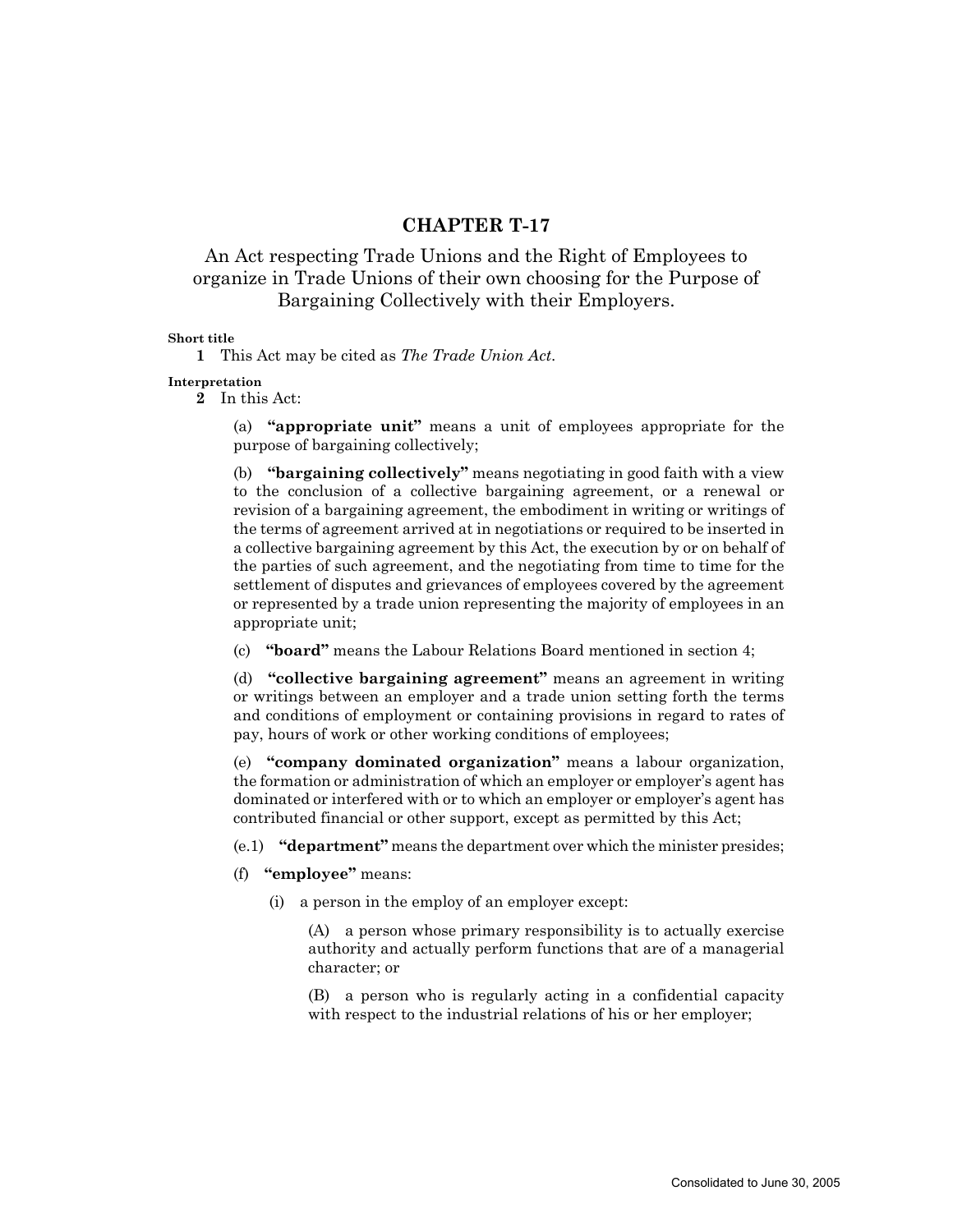# CHAPTER T-17

## An Act respecting Trade Unions and the Right of Employees to organize in Trade Unions of their own choosing for the Purpose of Bargaining Collectively with their Employers.

**Short title**

**1** This Act may be cited as *The Trade Union Act*.

**Interpretation**

**2** In this Act:

(a) **"appropriate unit"** means a unit of employees appropriate for the purpose of bargaining collectively;

(b) **"bargaining collectively"** means negotiating in good faith with a view to the conclusion of a collective bargaining agreement, or a renewal or revision of a bargaining agreement, the embodiment in writing or writings of the terms of agreement arrived at in negotiations or required to be inserted in a collective bargaining agreement by this Act, the execution by or on behalf of the parties of such agreement, and the negotiating from time to time for the settlement of disputes and grievances of employees covered by the agreement or represented by a trade union representing the majority of employees in an appropriate unit;

(c) **"board"** means the Labour Relations Board mentioned in section 4;

(d) **"collective bargaining agreement"** means an agreement in writing or writings between an employer and a trade union setting forth the terms and conditions of employment or containing provisions in regard to rates of pay, hours of work or other working conditions of employees;

(e) **"company dominated organization"** means a labour organization, the formation or administration of which an employer or employer's agent has dominated or interfered with or to which an employer or employer's agent has contributed financial or other support, except as permitted by this Act;

(e.1) **"department"** means the department over which the minister presides;

(f) **"employee"** means:

(i) a person in the employ of an employer except:

(A) a person whose primary responsibility is to actually exercise authority and actually perform functions that are of a managerial character; or

(B) a person who is regularly acting in a confidential capacity with respect to the industrial relations of his or her employer;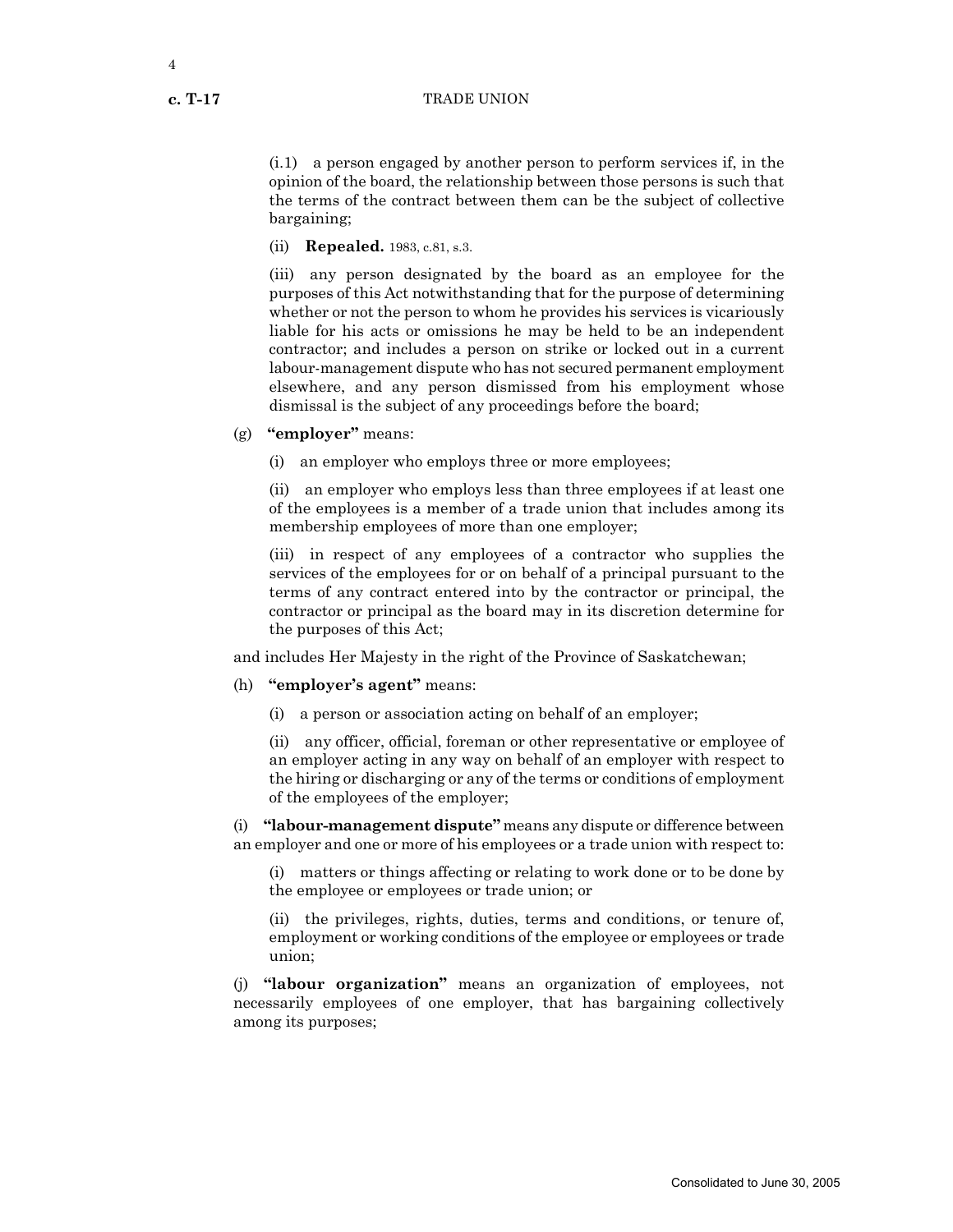(i.1) a person engaged by another person to perform services if, in the opinion of the board, the relationship between those persons is such that the terms of the contract between them can be the subject of collective bargaining;

(ii) **Repealed.** 1983, c.81, s.3.

(iii) any person designated by the board as an employee for the purposes of this Act notwithstanding that for the purpose of determining whether or not the person to whom he provides his services is vicariously liable for his acts or omissions he may be held to be an independent contractor; and includes a person on strike or locked out in a current labour-management dispute who has not secured permanent employment elsewhere, and any person dismissed from his employment whose dismissal is the subject of any proceedings before the board;

(g) **"employer"** means:

(i) an employer who employs three or more employees;

(ii) an employer who employs less than three employees if at least one of the employees is a member of a trade union that includes among its membership employees of more than one employer;

(iii) in respect of any employees of a contractor who supplies the services of the employees for or on behalf of a principal pursuant to the terms of any contract entered into by the contractor or principal, the contractor or principal as the board may in its discretion determine for the purposes of this Act;

and includes Her Majesty in the right of the Province of Saskatchewan;

(h) **"employer's agent"** means:

(i) a person or association acting on behalf of an employer;

(ii) any officer, official, foreman or other representative or employee of an employer acting in any way on behalf of an employer with respect to the hiring or discharging or any of the terms or conditions of employment of the employees of the employer;

(i) **"labour-management dispute"** means any dispute or difference between an employer and one or more of his employees or a trade union with respect to:

(i) matters or things affecting or relating to work done or to be done by the employee or employees or trade union; or

(ii) the privileges, rights, duties, terms and conditions, or tenure of, employment or working conditions of the employee or employees or trade union;

(j) **"labour organization"** means an organization of employees, not necessarily employees of one employer, that has bargaining collectively among its purposes;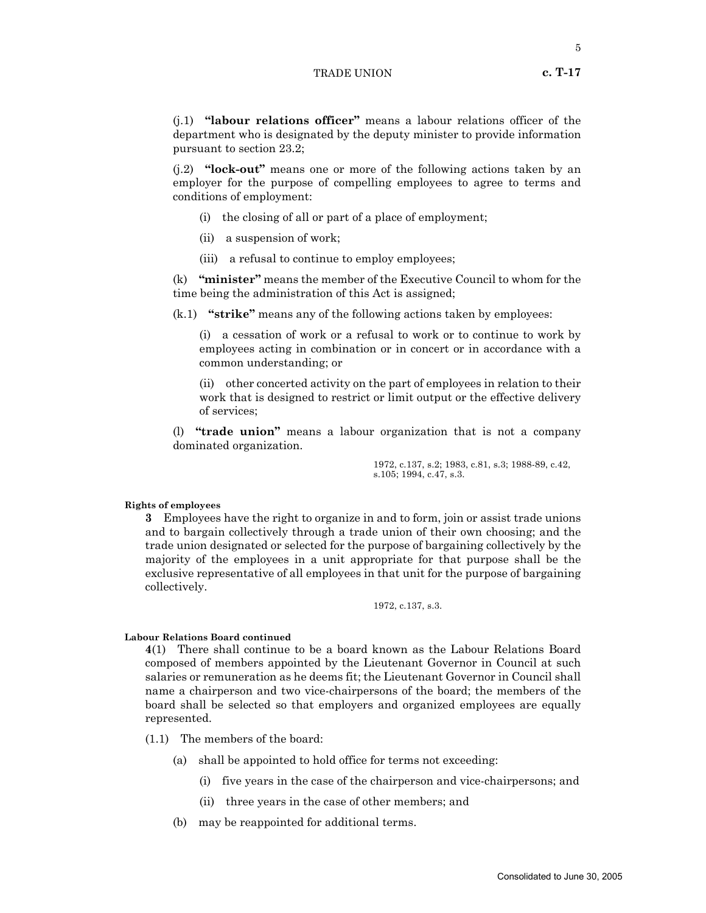(j.1) **"labour relations officer"** means a labour relations officer of the department who is designated by the deputy minister to provide information pursuant to section 23.2;

(j.2) **"lock-out"** means one or more of the following actions taken by an employer for the purpose of compelling employees to agree to terms and conditions of employment:

(i) the closing of all or part of a place of employment;

(ii) a suspension of work;

(iii) a refusal to continue to employ employees;

(k) **"minister"** means the member of the Executive Council to whom for the time being the administration of this Act is assigned;

(k.1) **"strike"** means any of the following actions taken by employees:

(i) a cessation of work or a refusal to work or to continue to work by employees acting in combination or in concert or in accordance with a common understanding; or

(ii) other concerted activity on the part of employees in relation to their work that is designed to restrict or limit output or the effective delivery of services;

(l) **"trade union"** means a labour organization that is not a company dominated organization.

1972, c.137, s.2; 1983, c.81, s.3; 1988-89, c.42, s.105; 1994, c.47, s.3.

**Rights of employees**

**3** Employees have the right to organize in and to form, join or assist trade unions and to bargain collectively through a trade union of their own choosing; and the trade union designated or selected for the purpose of bargaining collectively by the majority of the employees in a unit appropriate for that purpose shall be the exclusive representative of all employees in that unit for the purpose of bargaining collectively.

1972, c.137, s.3.

**Labour Relations Board continued**

**4**(1) There shall continue to be a board known as the Labour Relations Board composed of members appointed by the Lieutenant Governor in Council at such salaries or remuneration as he deems fit; the Lieutenant Governor in Council shall name a chairperson and two vice-chairpersons of the board; the members of the board shall be selected so that employers and organized employees are equally represented.

(1.1) The members of the board:

(a) shall be appointed to hold office for terms not exceeding:

(i) five years in the case of the chairperson and vice-chairpersons; and

(ii) three years in the case of other members; and

(b) may be reappointed for additional terms.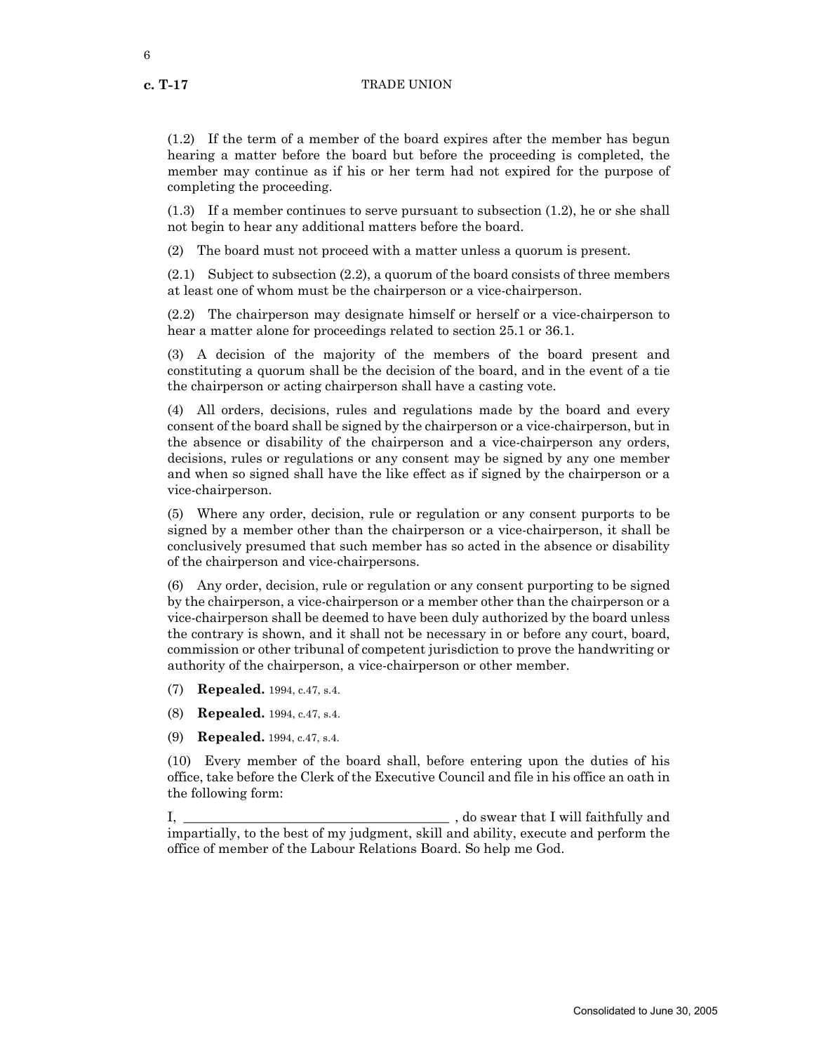(1.2) If the term of a member of the board expires after the member has begun hearing a matter before the board but before the proceeding is completed, the member may continue as if his or her term had not expired for the purpose of completing the proceeding.

(1.3) If a member continues to serve pursuant to subsection (1.2), he or she shall not begin to hear any additional matters before the board.

(2) The board must not proceed with a matter unless a quorum is present.

(2.1) Subject to subsection (2.2), a quorum of the board consists of three members at least one of whom must be the chairperson or a vice-chairperson.

(2.2) The chairperson may designate himself or herself or a vice-chairperson to hear a matter alone for proceedings related to section 25.1 or 36.1.

(3) A decision of the majority of the members of the board present and constituting a quorum shall be the decision of the board, and in the event of a tie the chairperson or acting chairperson shall have a casting vote.

(4) All orders, decisions, rules and regulations made by the board and every consent of the board shall be signed by the chairperson or a vice-chairperson, but in the absence or disability of the chairperson and a vice-chairperson any orders, decisions, rules or regulations or any consent may be signed by any one member and when so signed shall have the like effect as if signed by the chairperson or a vice-chairperson.

(5) Where any order, decision, rule or regulation or any consent purports to be signed by a member other than the chairperson or a vice-chairperson, it shall be conclusively presumed that such member has so acted in the absence or disability of the chairperson and vice-chairpersons.

(6) Any order, decision, rule or regulation or any consent purporting to be signed by the chairperson, a vice-chairperson or a member other than the chairperson or a vice-chairperson shall be deemed to have been duly authorized by the board unless the contrary is shown, and it shall not be necessary in or before any court, board, commission or other tribunal of competent jurisdiction to prove the handwriting or authority of the chairperson, a vice-chairperson or other member.

(7) **Repealed.** 1994, c.47, s.4.

(8) **Repealed.** 1994, c.47, s.4.

(9) **Repealed.** 1994, c.47, s.4.

(10) Every member of the board shall, before entering upon the duties of his office, take before the Clerk of the Executive Council and file in his office an oath in the following form:

I, ________________________________________ , do swear that I will faithfully and impartially, to the best of my judgment, skill and ability, execute and perform the office of member of the Labour Relations Board. So help me God.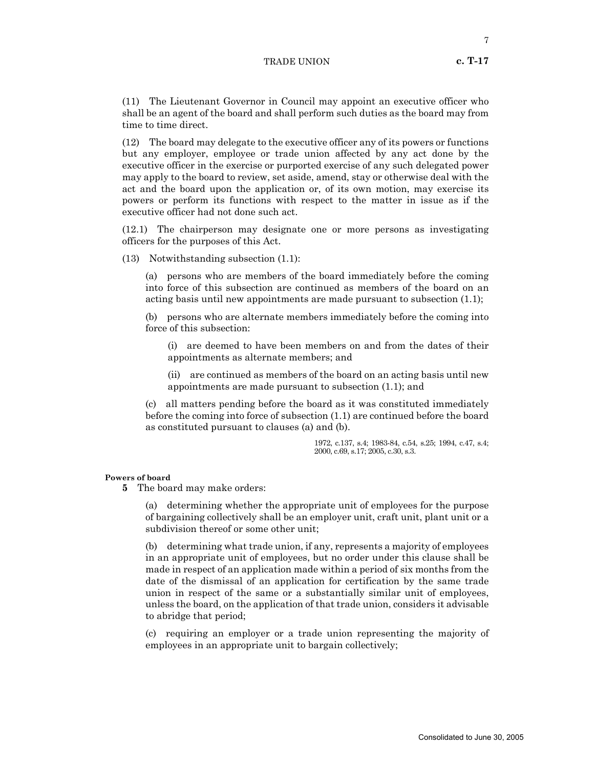(11) The Lieutenant Governor in Council may appoint an executive officer who shall be an agent of the board and shall perform such duties as the board may from time to time direct.

(12) The board may delegate to the executive officer any of its powers or functions but any employer, employee or trade union affected by any act done by the executive officer in the exercise or purported exercise of any such delegated power may apply to the board to review, set aside, amend, stay or otherwise deal with the act and the board upon the application or, of its own motion, may exercise its powers or perform its functions with respect to the matter in issue as if the executive officer had not done such act.

(12.1) The chairperson may designate one or more persons as investigating officers for the purposes of this Act.

(13) Notwithstanding subsection (1.1):

(a) persons who are members of the board immediately before the coming into force of this subsection are continued as members of the board on an acting basis until new appointments are made pursuant to subsection (1.1);

(b) persons who are alternate members immediately before the coming into force of this subsection:

(i) are deemed to have been members on and from the dates of their appointments as alternate members; and

(ii) are continued as members of the board on an acting basis until new appointments are made pursuant to subsection (1.1); and

(c) all matters pending before the board as it was constituted immediately before the coming into force of subsection (1.1) are continued before the board as constituted pursuant to clauses (a) and (b).

1972, c.137, s.4; 1983-84, c.54, s.25; 1994, c.47, s.4; 2000, c.69, s.17; 2005, c.30, s.3.

**Powers of board**

**5** The board may make orders:

(a) determining whether the appropriate unit of employees for the purpose of bargaining collectively shall be an employer unit, craft unit, plant unit or a subdivision thereof or some other unit;

(b) determining what trade union, if any, represents a majority of employees in an appropriate unit of employees, but no order under this clause shall be made in respect of an application made within a period of six months from the date of the dismissal of an application for certification by the same trade union in respect of the same or a substantially similar unit of employees, unless the board, on the application of that trade union, considers it advisable to abridge that period;

(c) requiring an employer or a trade union representing the majority of employees in an appropriate unit to bargain collectively;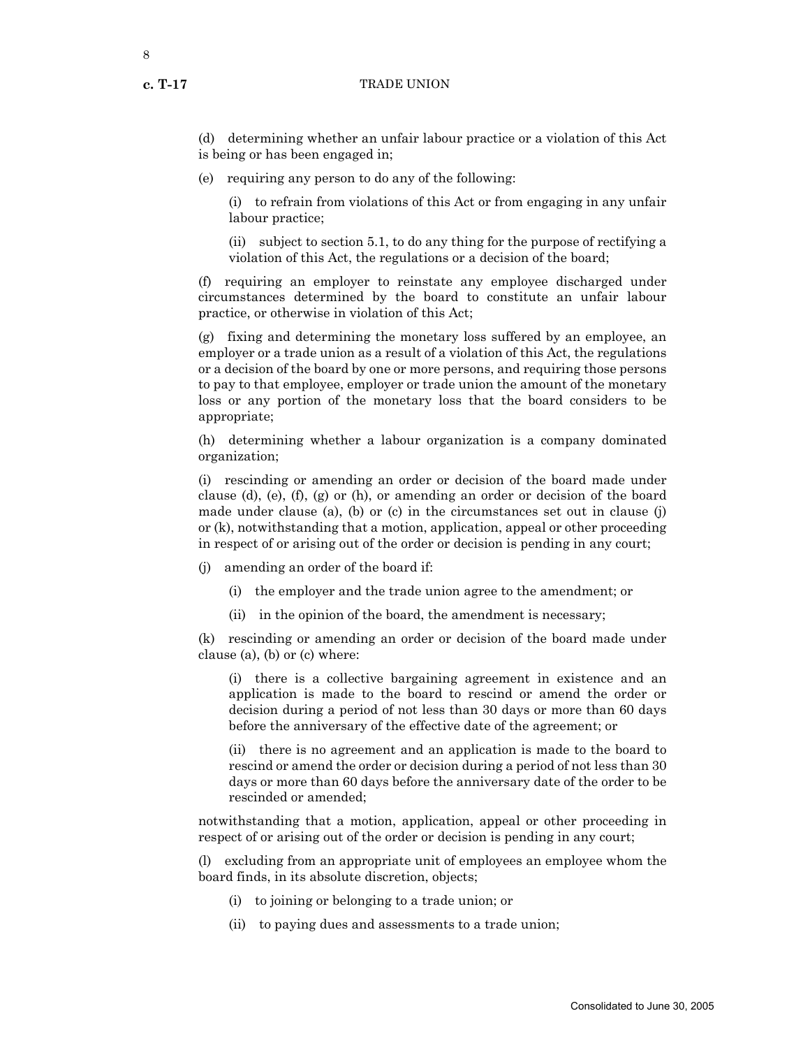(d) determining whether an unfair labour practice or a violation of this Act is being or has been engaged in;

(e) requiring any person to do any of the following:

(i) to refrain from violations of this Act or from engaging in any unfair labour practice;

(ii) subject to section 5.1, to do any thing for the purpose of rectifying a violation of this Act, the regulations or a decision of the board;

(f) requiring an employer to reinstate any employee discharged under circumstances determined by the board to constitute an unfair labour practice, or otherwise in violation of this Act;

(g) fixing and determining the monetary loss suffered by an employee, an employer or a trade union as a result of a violation of this Act, the regulations or a decision of the board by one or more persons, and requiring those persons to pay to that employee, employer or trade union the amount of the monetary loss or any portion of the monetary loss that the board considers to be appropriate;

(h) determining whether a labour organization is a company dominated organization;

(i) rescinding or amending an order or decision of the board made under clause (d), (e), (f), (g) or (h), or amending an order or decision of the board made under clause (a), (b) or (c) in the circumstances set out in clause (j) or (k), notwithstanding that a motion, application, appeal or other proceeding in respect of or arising out of the order or decision is pending in any court;

(j) amending an order of the board if:

(i) the employer and the trade union agree to the amendment; or

(ii) in the opinion of the board, the amendment is necessary;

(k) rescinding or amending an order or decision of the board made under clause (a), (b) or (c) where:

(i) there is a collective bargaining agreement in existence and an application is made to the board to rescind or amend the order or decision during a period of not less than 30 days or more than 60 days before the anniversary of the effective date of the agreement; or

(ii) there is no agreement and an application is made to the board to rescind or amend the order or decision during a period of not less than 30 days or more than 60 days before the anniversary date of the order to be rescinded or amended;

notwithstanding that a motion, application, appeal or other proceeding in respect of or arising out of the order or decision is pending in any court;

(l) excluding from an appropriate unit of employees an employee whom the board finds, in its absolute discretion, objects;

(i) to joining or belonging to a trade union; or

(ii) to paying dues and assessments to a trade union;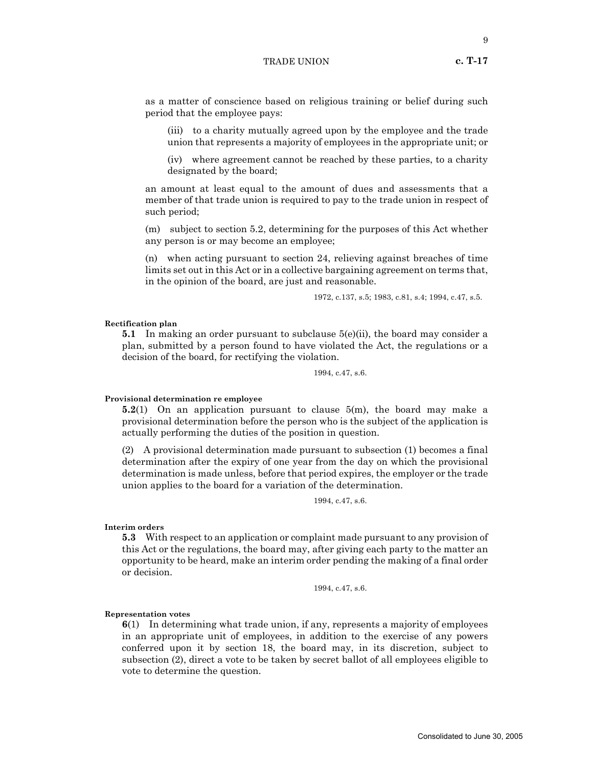as a matter of conscience based on religious training or belief during such period that the employee pays:

(iii) to a charity mutually agreed upon by the employee and the trade union that represents a majority of employees in the appropriate unit; or

(iv) where agreement cannot be reached by these parties, to a charity designated by the board;

an amount at least equal to the amount of dues and assessments that a member of that trade union is required to pay to the trade union in respect of such period;

(m) subject to section 5.2, determining for the purposes of this Act whether any person is or may become an employee;

(n) when acting pursuant to section 24, relieving against breaches of time limits set out in this Act or in a collective bargaining agreement on terms that, in the opinion of the board, are just and reasonable.

1972, c.137, s.5; 1983, c.81, s.4; 1994, c.47, s.5.

**Rectification plan**

**5.1** In making an order pursuant to subclause 5(e)(ii), the board may consider a plan, submitted by a person found to have violated the Act, the regulations or a decision of the board, for rectifying the violation.

1994, c.47, s.6.

**Provisional determination re employee**

**5.2**(1) On an application pursuant to clause 5(m), the board may make a provisional determination before the person who is the subject of the application is actually performing the duties of the position in question.

(2) A provisional determination made pursuant to subsection (1) becomes a final determination after the expiry of one year from the day on which the provisional determination is made unless, before that period expires, the employer or the trade union applies to the board for a variation of the determination.

1994, c.47, s.6.

**Interim orders**

**5.3** With respect to an application or complaint made pursuant to any provision of this Act or the regulations, the board may, after giving each party to the matter an opportunity to be heard, make an interim order pending the making of a final order or decision.

1994, c.47, s.6.

**Representation votes**

**6**(1) In determining what trade union, if any, represents a majority of employees in an appropriate unit of employees, in addition to the exercise of any powers conferred upon it by section 18, the board may, in its discretion, subject to subsection (2), direct a vote to be taken by secret ballot of all employees eligible to vote to determine the question.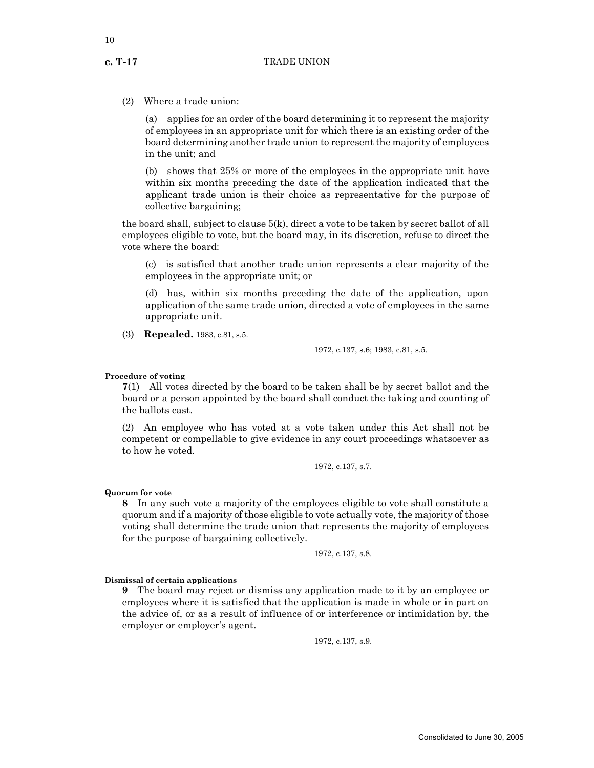(2) Where a trade union:

(a) applies for an order of the board determining it to represent the majority of employees in an appropriate unit for which there is an existing order of the board determining another trade union to represent the majority of employees in the unit; and

(b) shows that 25% or more of the employees in the appropriate unit have within six months preceding the date of the application indicated that the applicant trade union is their choice as representative for the purpose of collective bargaining;

the board shall, subject to clause 5(k), direct a vote to be taken by secret ballot of all employees eligible to vote, but the board may, in its discretion, refuse to direct the vote where the board:

(c) is satisfied that another trade union represents a clear majority of the employees in the appropriate unit; or

(d) has, within six months preceding the date of the application, upon application of the same trade union, directed a vote of employees in the same appropriate unit.

(3) **Repealed.** 1983, c.81, s.5.

1972, c.137, s.6; 1983, c.81, s.5.

**Procedure of voting**

**7**(1) All votes directed by the board to be taken shall be by secret ballot and the board or a person appointed by the board shall conduct the taking and counting of the ballots cast.

(2) An employee who has voted at a vote taken under this Act shall not be competent or compellable to give evidence in any court proceedings whatsoever as to how he voted.

1972, c.137, s.7.

**Quorum for vote**

**8** In any such vote a majority of the employees eligible to vote shall constitute a quorum and if a majority of those eligible to vote actually vote, the majority of those voting shall determine the trade union that represents the majority of employees for the purpose of bargaining collectively.

1972, c.137, s.8.

**Dismissal of certain applications**

**9** The board may reject or dismiss any application made to it by an employee or employees where it is satisfied that the application is made in whole or in part on the advice of, or as a result of influence of or interference or intimidation by, the employer or employer's agent.

1972, c.137, s.9.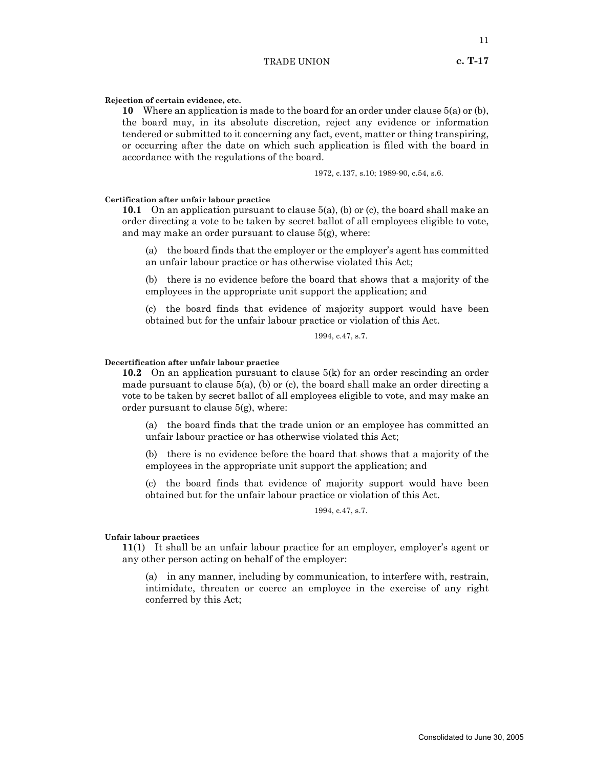**Rejection of certain evidence, etc.**

**10** Where an application is made to the board for an order under clause 5(a) or (b), the board may, in its absolute discretion, reject any evidence or information tendered or submitted to it concerning any fact, event, matter or thing transpiring, or occurring after the date on which such application is filed with the board in accordance with the regulations of the board.

1972, c.137, s.10; 1989-90, c.54, s.6.

**Certification after unfair labour practice**

**10.1** On an application pursuant to clause 5(a), (b) or (c), the board shall make an order directing a vote to be taken by secret ballot of all employees eligible to vote, and may make an order pursuant to clause 5(g), where:

(a) the board finds that the employer or the employer's agent has committed an unfair labour practice or has otherwise violated this Act;

(b) there is no evidence before the board that shows that a majority of the employees in the appropriate unit support the application; and

(c) the board finds that evidence of majority support would have been obtained but for the unfair labour practice or violation of this Act.

1994, c.47, s.7.

**Decertification after unfair labour practice**

**10.2** On an application pursuant to clause 5(k) for an order rescinding an order made pursuant to clause 5(a), (b) or (c), the board shall make an order directing a vote to be taken by secret ballot of all employees eligible to vote, and may make an order pursuant to clause 5(g), where:

(a) the board finds that the trade union or an employee has committed an unfair labour practice or has otherwise violated this Act;

(b) there is no evidence before the board that shows that a majority of the employees in the appropriate unit support the application; and

(c) the board finds that evidence of majority support would have been obtained but for the unfair labour practice or violation of this Act.

1994, c.47, s.7.

**Unfair labour practices**

**11**(1) It shall be an unfair labour practice for an employer, employer's agent or any other person acting on behalf of the employer:

(a) in any manner, including by communication, to interfere with, restrain, intimidate, threaten or coerce an employee in the exercise of any right conferred by this Act;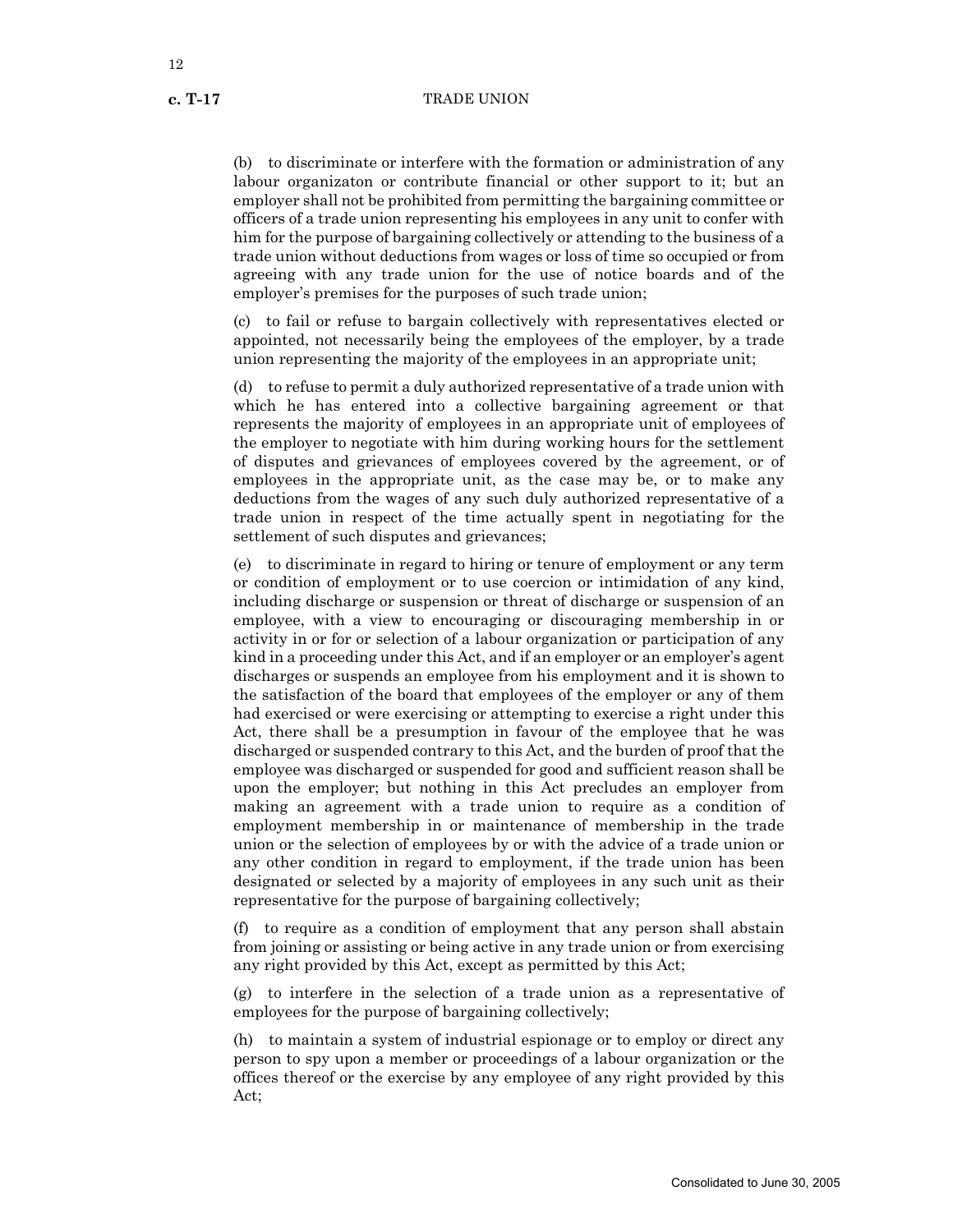(b) to discriminate or interfere with the formation or administration of any labour organizaton or contribute financial or other support to it; but an employer shall not be prohibited from permitting the bargaining committee or officers of a trade union representing his employees in any unit to confer with him for the purpose of bargaining collectively or attending to the business of a trade union without deductions from wages or loss of time so occupied or from agreeing with any trade union for the use of notice boards and of the employer's premises for the purposes of such trade union;

(c) to fail or refuse to bargain collectively with representatives elected or appointed, not necessarily being the employees of the employer, by a trade union representing the majority of the employees in an appropriate unit;

(d) to refuse to permit a duly authorized representative of a trade union with which he has entered into a collective bargaining agreement or that represents the majority of employees in an appropriate unit of employees of the employer to negotiate with him during working hours for the settlement of disputes and grievances of employees covered by the agreement, or of employees in the appropriate unit, as the case may be, or to make any deductions from the wages of any such duly authorized representative of a trade union in respect of the time actually spent in negotiating for the settlement of such disputes and grievances;

(e) to discriminate in regard to hiring or tenure of employment or any term or condition of employment or to use coercion or intimidation of any kind, including discharge or suspension or threat of discharge or suspension of an employee, with a view to encouraging or discouraging membership in or activity in or for or selection of a labour organization or participation of any kind in a proceeding under this Act, and if an employer or an employer's agent discharges or suspends an employee from his employment and it is shown to the satisfaction of the board that employees of the employer or any of them had exercised or were exercising or attempting to exercise a right under this Act, there shall be a presumption in favour of the employee that he was discharged or suspended contrary to this Act, and the burden of proof that the employee was discharged or suspended for good and sufficient reason shall be upon the employer; but nothing in this Act precludes an employer from making an agreement with a trade union to require as a condition of employment membership in or maintenance of membership in the trade union or the selection of employees by or with the advice of a trade union or any other condition in regard to employment, if the trade union has been designated or selected by a majority of employees in any such unit as their representative for the purpose of bargaining collectively;

(f) to require as a condition of employment that any person shall abstain from joining or assisting or being active in any trade union or from exercising any right provided by this Act, except as permitted by this Act;

(g) to interfere in the selection of a trade union as a representative of employees for the purpose of bargaining collectively;

(h) to maintain a system of industrial espionage or to employ or direct any person to spy upon a member or proceedings of a labour organization or the offices thereof or the exercise by any employee of any right provided by this Act;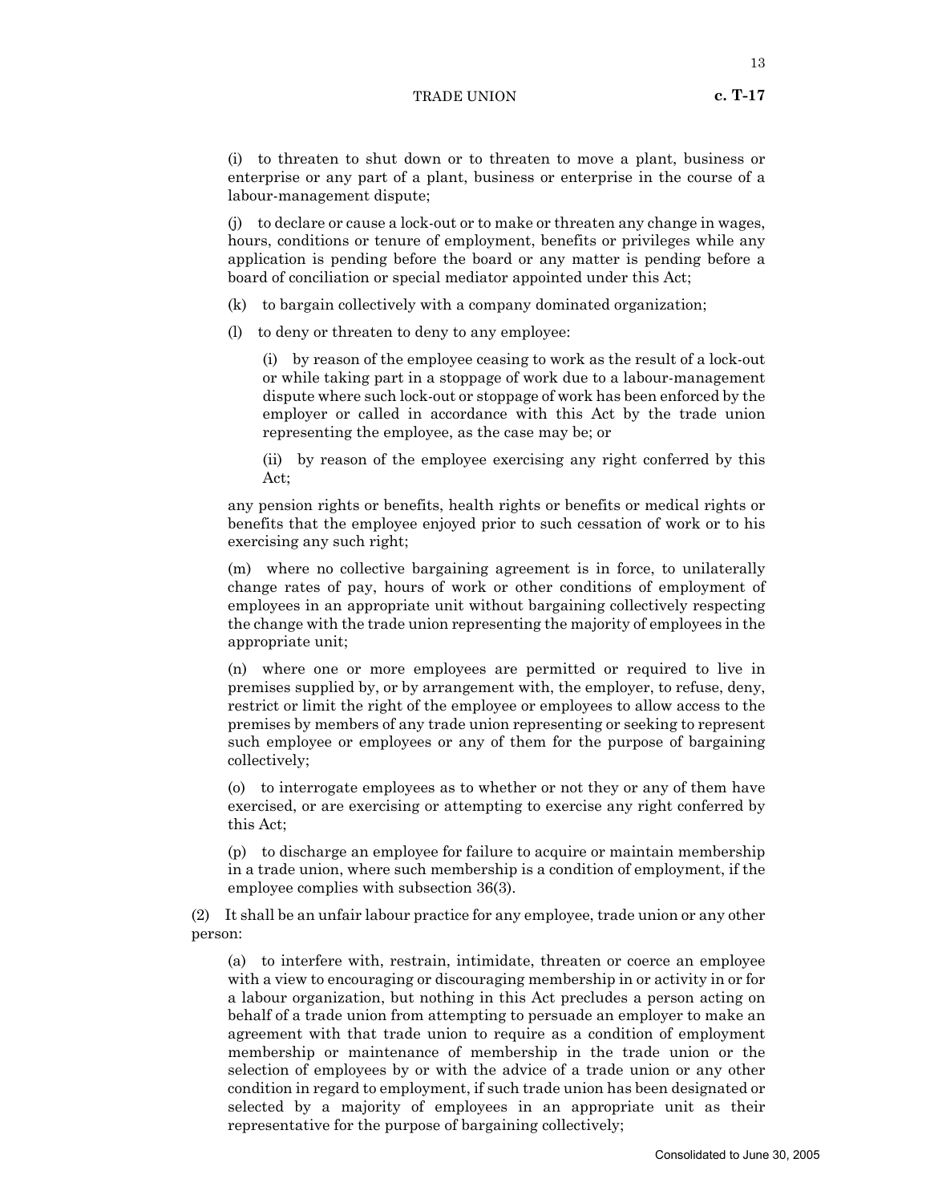(i) to threaten to shut down or to threaten to move a plant, business or enterprise or any part of a plant, business or enterprise in the course of a labour-management dispute;

(j) to declare or cause a lock-out or to make or threaten any change in wages, hours, conditions or tenure of employment, benefits or privileges while any application is pending before the board or any matter is pending before a board of conciliation or special mediator appointed under this Act;

(k) to bargain collectively with a company dominated organization;

(l) to deny or threaten to deny to any employee:

> (i) by reason of the employee ceasing to work as the result of a lock-out or while taking part in a stoppage of work due to a labour-management dispute where such lock-out or stoppage of work has been enforced by the employer or called in accordance with this Act by the trade union representing the employee, as the case may be; or
>
> (ii) by reason of the employee exercising any right conferred by this Act;

any pension rights or benefits, health rights or benefits or medical rights or benefits that the employee enjoyed prior to such cessation of work or to his exercising any such right;

(m) where no collective bargaining agreement is in force, to unilaterally change rates of pay, hours of work or other conditions of employment of employees in an appropriate unit without bargaining collectively respecting the change with the trade union representing the majority of employees in the appropriate unit;

(n) where one or more employees are permitted or required to live in premises supplied by, or by arrangement with, the employer, to refuse, deny, restrict or limit the right of the employee or employees to allow access to the premises by members of any trade union representing or seeking to represent such employee or employees or any of them for the purpose of bargaining collectively;

(o) to interrogate employees as to whether or not they or any of them have exercised, or are exercising or attempting to exercise any right conferred by this Act;

(p) to discharge an employee for failure to acquire or maintain membership in a trade union, where such membership is a condition of employment, if the employee complies with subsection 36(3).

(2) It shall be an unfair labour practice for any employee, trade union or any other person:

(a) to interfere with, restrain, intimidate, threaten or coerce an employee with a view to encouraging or discouraging membership in or activity in or for a labour organization, but nothing in this Act precludes a person acting on behalf of a trade union from attempting to persuade an employer to make an agreement with that trade union to require as a condition of employment membership or maintenance of membership in the trade union or the selection of employees by or with the advice of a trade union or any other condition in regard to employment, if such trade union has been designated or selected by a majority of employees in an appropriate unit as their representative for the purpose of bargaining collectively;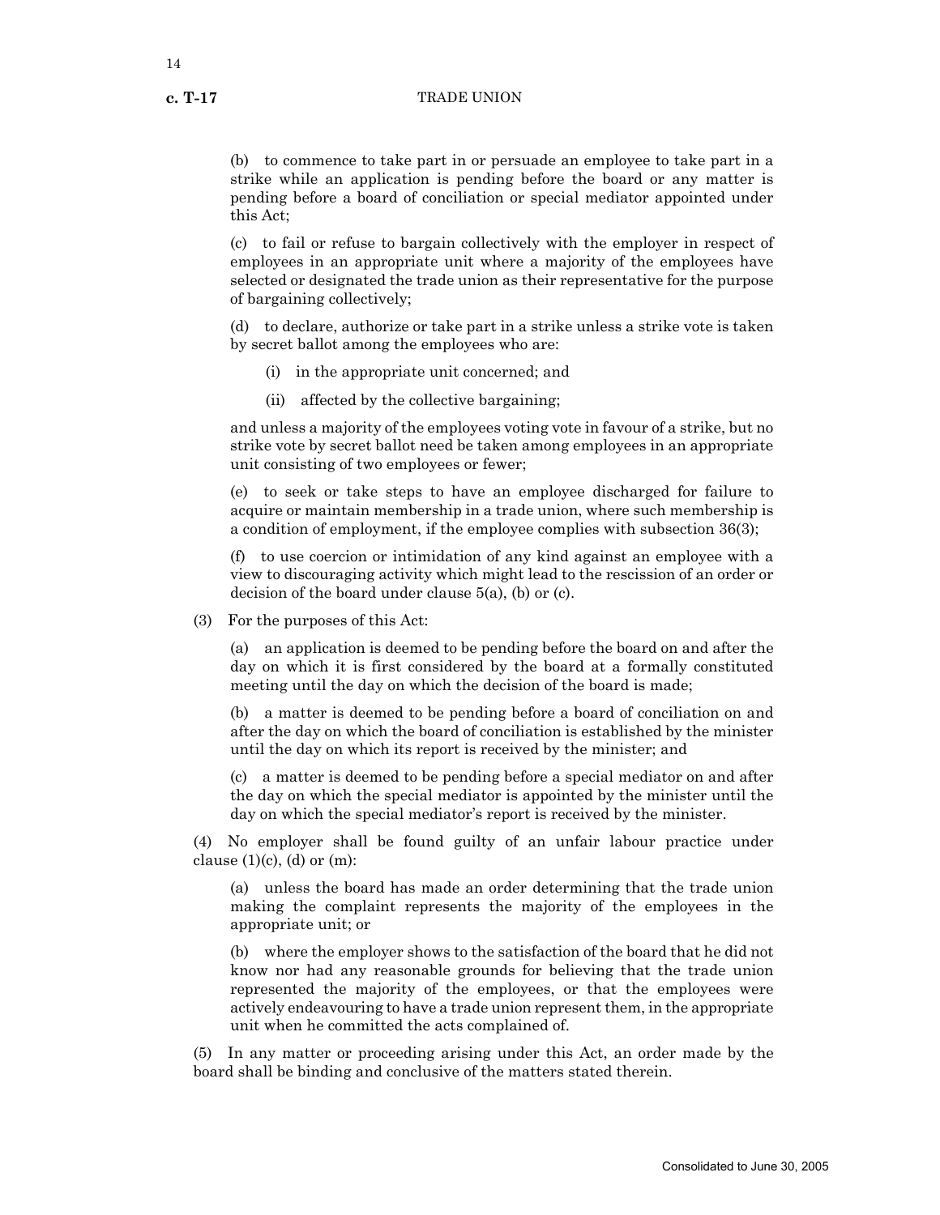(b) to commence to take part in or persuade an employee to take part in a strike while an application is pending before the board or any matter is pending before a board of conciliation or special mediator appointed under this Act;

(c) to fail or refuse to bargain collectively with the employer in respect of employees in an appropriate unit where a majority of the employees have selected or designated the trade union as their representative for the purpose of bargaining collectively;

(d) to declare, authorize or take part in a strike unless a strike vote is taken by secret ballot among the employees who are:

(i) in the appropriate unit concerned; and

(ii) affected by the collective bargaining;

and unless a majority of the employees voting vote in favour of a strike, but no strike vote by secret ballot need be taken among employees in an appropriate unit consisting of two employees or fewer;

(e) to seek or take steps to have an employee discharged for failure to acquire or maintain membership in a trade union, where such membership is a condition of employment, if the employee complies with subsection 36(3);

(f) to use coercion or intimidation of any kind against an employee with a view to discouraging activity which might lead to the rescission of an order or decision of the board under clause 5(a), (b) or (c).

(3) For the purposes of this Act:

(a) an application is deemed to be pending before the board on and after the day on which it is first considered by the board at a formally constituted meeting until the day on which the decision of the board is made;

(b) a matter is deemed to be pending before a board of conciliation on and after the day on which the board of conciliation is established by the minister until the day on which its report is received by the minister; and

(c) a matter is deemed to be pending before a special mediator on and after the day on which the special mediator is appointed by the minister until the day on which the special mediator's report is received by the minister.

(4) No employer shall be found guilty of an unfair labour practice under clause (1)(c), (d) or (m):

(a) unless the board has made an order determining that the trade union making the complaint represents the majority of the employees in the appropriate unit; or

(b) where the employer shows to the satisfaction of the board that he did not know nor had any reasonable grounds for believing that the trade union represented the majority of the employees, or that the employees were actively endeavouring to have a trade union represent them, in the appropriate unit when he committed the acts complained of.

(5) In any matter or proceeding arising under this Act, an order made by the board shall be binding and conclusive of the matters stated therein.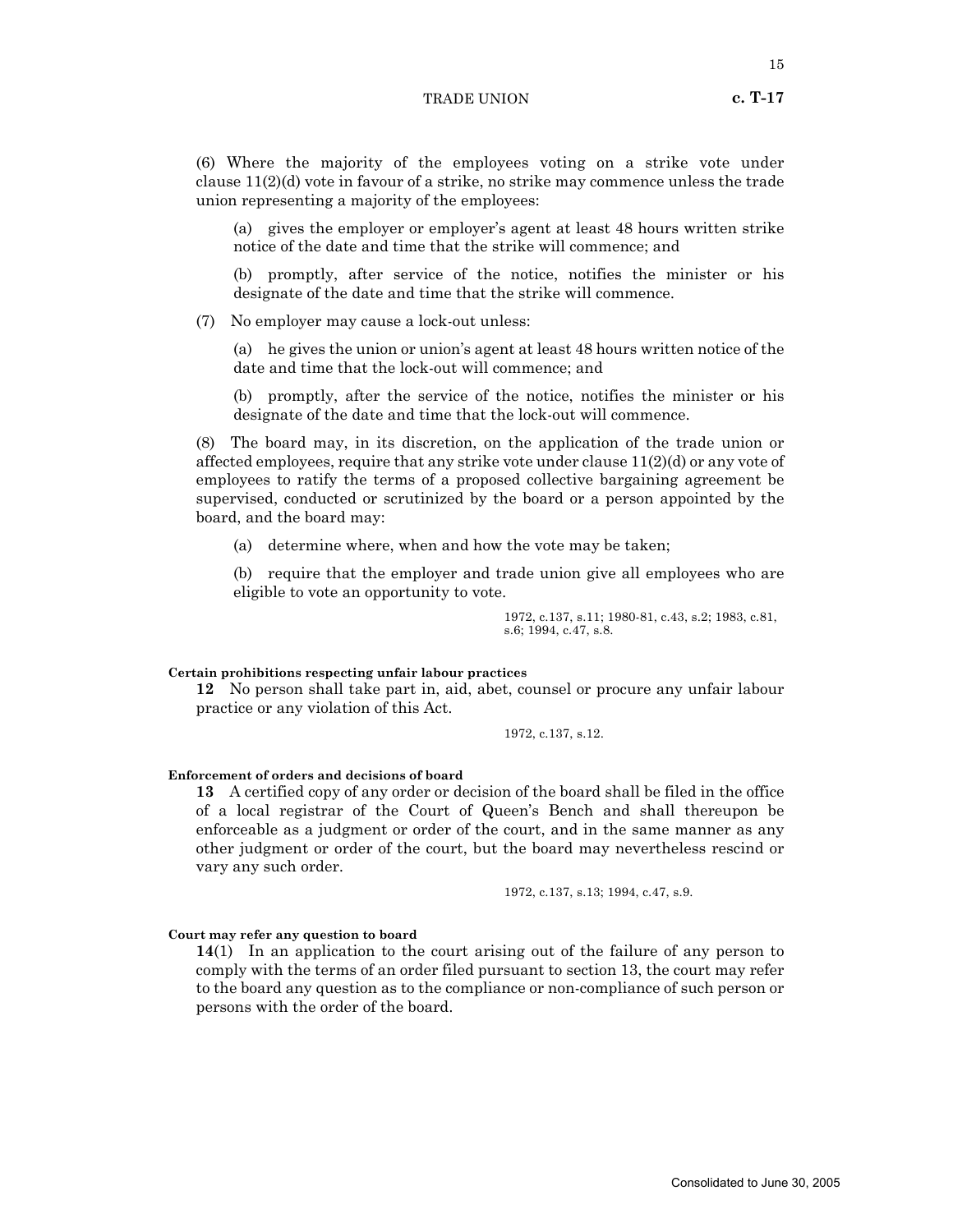(6) Where the majority of the employees voting on a strike vote under clause 11(2)(d) vote in favour of a strike, no strike may commence unless the trade union representing a majority of the employees:

(a) gives the employer or employer's agent at least 48 hours written strike notice of the date and time that the strike will commence; and

(b) promptly, after service of the notice, notifies the minister or his designate of the date and time that the strike will commence.

(7) No employer may cause a lock-out unless:

(a) he gives the union or union's agent at least 48 hours written notice of the date and time that the lock-out will commence; and

(b) promptly, after the service of the notice, notifies the minister or his designate of the date and time that the lock-out will commence.

(8) The board may, in its discretion, on the application of the trade union or affected employees, require that any strike vote under clause 11(2)(d) or any vote of employees to ratify the terms of a proposed collective bargaining agreement be supervised, conducted or scrutinized by the board or a person appointed by the board, and the board may:

(a) determine where, when and how the vote may be taken;

(b) require that the employer and trade union give all employees who are eligible to vote an opportunity to vote.

1972, c.137, s.11; 1980-81, c.43, s.2; 1983, c.81, s.6; 1994, c.47, s.8.

**Certain prohibitions respecting unfair labour practices**

**12** No person shall take part in, aid, abet, counsel or procure any unfair labour practice or any violation of this Act.

1972, c.137, s.12.

**Enforcement of orders and decisions of board**

**13** A certified copy of any order or decision of the board shall be filed in the office of a local registrar of the Court of Queen's Bench and shall thereupon be enforceable as a judgment or order of the court, and in the same manner as any other judgment or order of the court, but the board may nevertheless rescind or vary any such order.

1972, c.137, s.13; 1994, c.47, s.9.

**Court may refer any question to board**

**14**(1) In an application to the court arising out of the failure of any person to comply with the terms of an order filed pursuant to section 13, the court may refer to the board any question as to the compliance or non-compliance of such person or persons with the order of the board.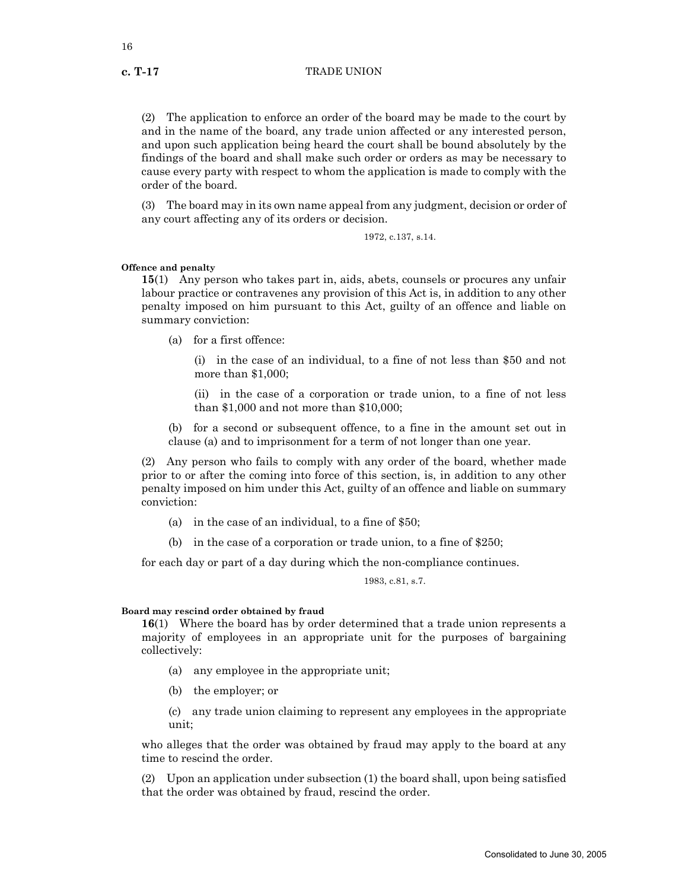(2) The application to enforce an order of the board may be made to the court by and in the name of the board, any trade union affected or any interested person, and upon such application being heard the court shall be bound absolutely by the findings of the board and shall make such order or orders as may be necessary to cause every party with respect to whom the application is made to comply with the order of the board.

(3) The board may in its own name appeal from any judgment, decision or order of any court affecting any of its orders or decision.

1972, c.137, s.14.

**Offence and penalty**

**15**(1) Any person who takes part in, aids, abets, counsels or procures any unfair labour practice or contravenes any provision of this Act is, in addition to any other penalty imposed on him pursuant to this Act, guilty of an offence and liable on summary conviction:

(a) for a first offence:

(i) in the case of an individual, to a fine of not less than $50 and not more than $1,000;

(ii) in the case of a corporation or trade union, to a fine of not less than $1,000 and not more than $10,000;

(b) for a second or subsequent offence, to a fine in the amount set out in clause (a) and to imprisonment for a term of not longer than one year.

(2) Any person who fails to comply with any order of the board, whether made prior to or after the coming into force of this section, is, in addition to any other penalty imposed on him under this Act, guilty of an offence and liable on summary conviction:

(a) in the case of an individual, to a fine of $50;

(b) in the case of a corporation or trade union, to a fine of $250;

for each day or part of a day during which the non-compliance continues.

1983, c.81, s.7.

**Board may rescind order obtained by fraud**

**16**(1) Where the board has by order determined that a trade union represents a majority of employees in an appropriate unit for the purposes of bargaining collectively:

(a) any employee in the appropriate unit;

(b) the employer; or

(c) any trade union claiming to represent any employees in the appropriate unit;

who alleges that the order was obtained by fraud may apply to the board at any time to rescind the order.

(2) Upon an application under subsection (1) the board shall, upon being satisfied that the order was obtained by fraud, rescind the order.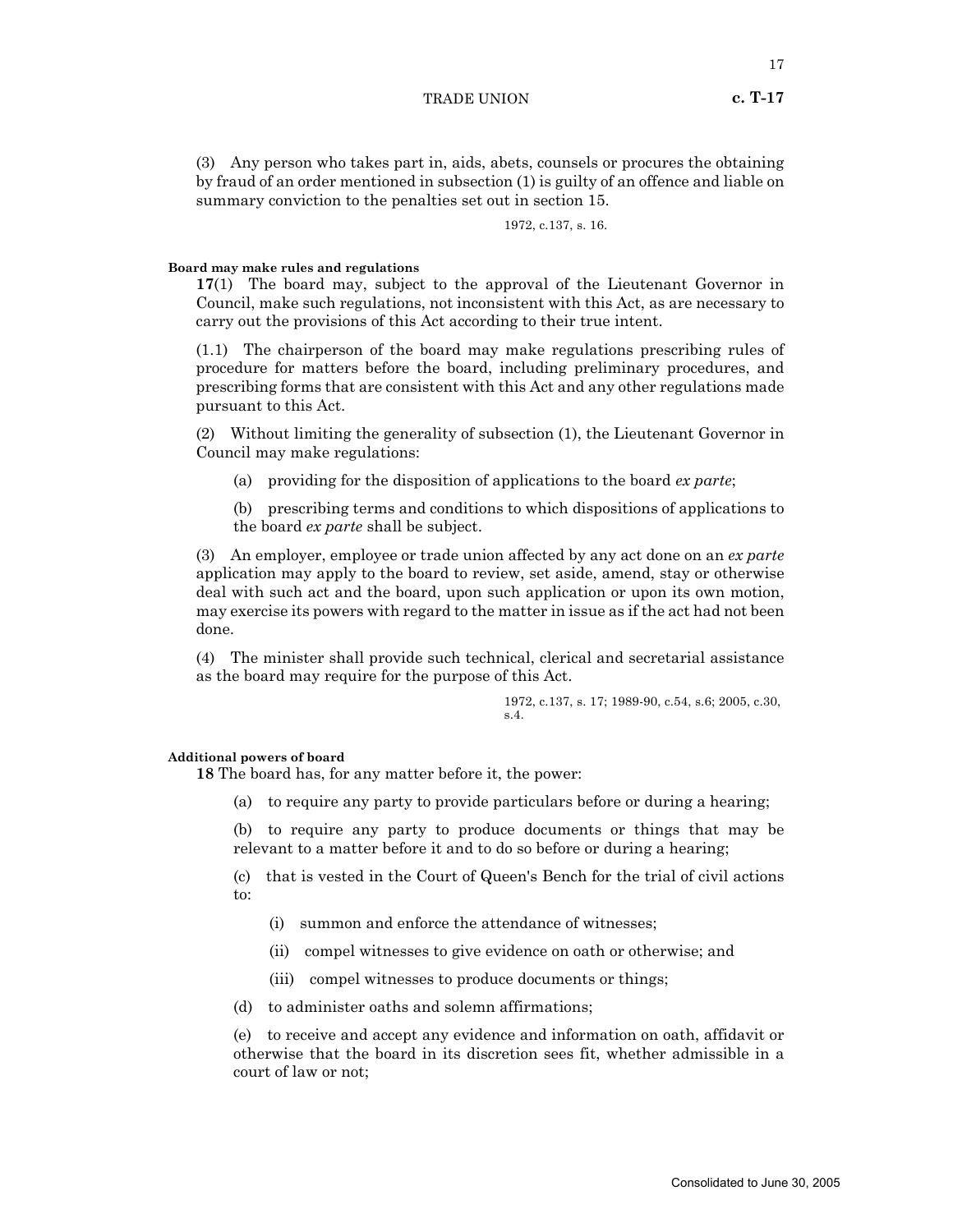(3) Any person who takes part in, aids, abets, counsels or procures the obtaining by fraud of an order mentioned in subsection (1) is guilty of an offence and liable on summary conviction to the penalties set out in section 15.

1972, c.137, s. 16.

**Board may make rules and regulations**

**17**(1) The board may, subject to the approval of the Lieutenant Governor in Council, make such regulations, not inconsistent with this Act, as are necessary to carry out the provisions of this Act according to their true intent.

(1.1) The chairperson of the board may make regulations prescribing rules of procedure for matters before the board, including preliminary procedures, and prescribing forms that are consistent with this Act and any other regulations made pursuant to this Act.

(2) Without limiting the generality of subsection (1), the Lieutenant Governor in Council may make regulations:

(a) providing for the disposition of applications to the board *ex parte*;

(b) prescribing terms and conditions to which dispositions of applications to the board *ex parte* shall be subject.

(3) An employer, employee or trade union affected by any act done on an *ex parte* application may apply to the board to review, set aside, amend, stay or otherwise deal with such act and the board, upon such application or upon its own motion, may exercise its powers with regard to the matter in issue as if the act had not been done.

(4) The minister shall provide such technical, clerical and secretarial assistance as the board may require for the purpose of this Act.

1972, c.137, s. 17; 1989-90, c.54, s.6; 2005, c.30, s.4.

**Additional powers of board**

**18** The board has, for any matter before it, the power:

(a) to require any party to provide particulars before or during a hearing;

(b) to require any party to produce documents or things that may be relevant to a matter before it and to do so before or during a hearing;

(c) that is vested in the Court of Queen's Bench for the trial of civil actions to:

(i) summon and enforce the attendance of witnesses;

(ii) compel witnesses to give evidence on oath or otherwise; and

(iii) compel witnesses to produce documents or things;

(d) to administer oaths and solemn affirmations;

(e) to receive and accept any evidence and information on oath, affidavit or otherwise that the board in its discretion sees fit, whether admissible in a court of law or not;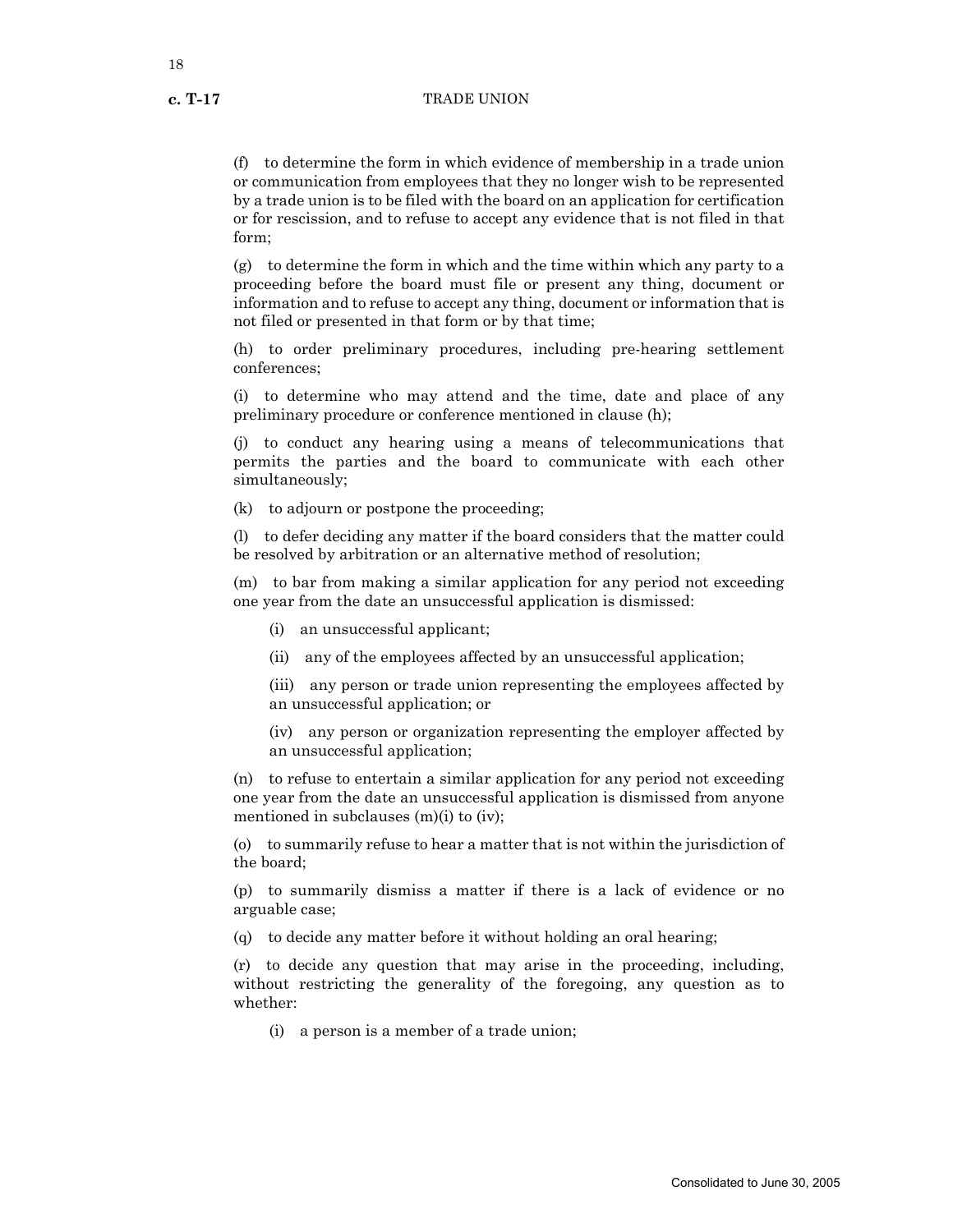(f) to determine the form in which evidence of membership in a trade union or communication from employees that they no longer wish to be represented by a trade union is to be filed with the board on an application for certification or for rescission, and to refuse to accept any evidence that is not filed in that form;

(g) to determine the form in which and the time within which any party to a proceeding before the board must file or present any thing, document or information and to refuse to accept any thing, document or information that is not filed or presented in that form or by that time;

(h) to order preliminary procedures, including pre-hearing settlement conferences;

(i) to determine who may attend and the time, date and place of any preliminary procedure or conference mentioned in clause (h);

(j) to conduct any hearing using a means of telecommunications that permits the parties and the board to communicate with each other simultaneously;

(k) to adjourn or postpone the proceeding;

(l) to defer deciding any matter if the board considers that the matter could be resolved by arbitration or an alternative method of resolution;

(m) to bar from making a similar application for any period not exceeding one year from the date an unsuccessful application is dismissed:

(i) an unsuccessful applicant;

(ii) any of the employees affected by an unsuccessful application;

(iii) any person or trade union representing the employees affected by an unsuccessful application; or

(iv) any person or organization representing the employer affected by an unsuccessful application;

(n) to refuse to entertain a similar application for any period not exceeding one year from the date an unsuccessful application is dismissed from anyone mentioned in subclauses (m)(i) to (iv);

(o) to summarily refuse to hear a matter that is not within the jurisdiction of the board;

(p) to summarily dismiss a matter if there is a lack of evidence or no arguable case;

(q) to decide any matter before it without holding an oral hearing;

(r) to decide any question that may arise in the proceeding, including, without restricting the generality of the foregoing, any question as to whether:

(i) a person is a member of a trade union;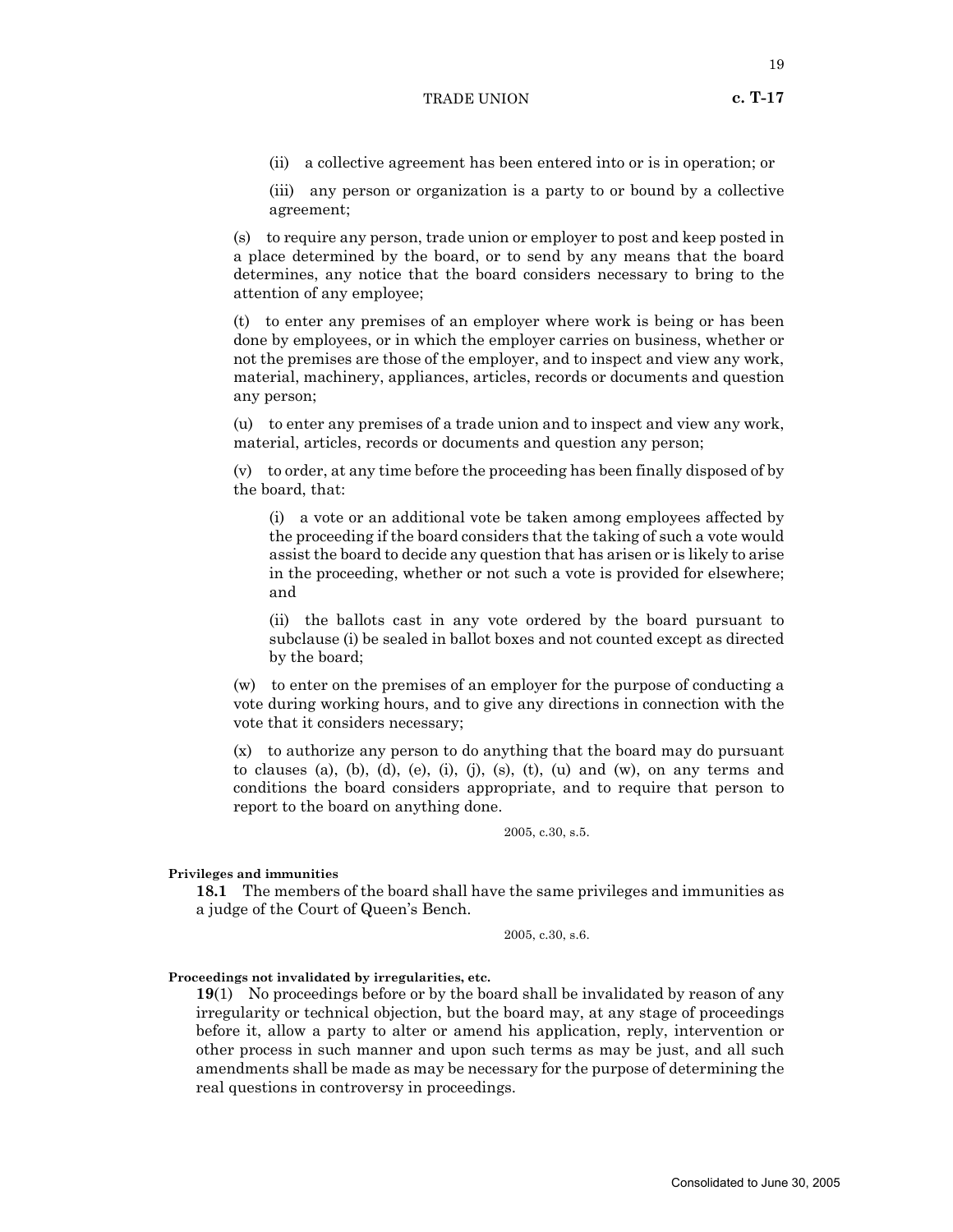(ii) a collective agreement has been entered into or is in operation; or

(iii) any person or organization is a party to or bound by a collective agreement;

(s) to require any person, trade union or employer to post and keep posted in a place determined by the board, or to send by any means that the board determines, any notice that the board considers necessary to bring to the attention of any employee;

(t) to enter any premises of an employer where work is being or has been done by employees, or in which the employer carries on business, whether or not the premises are those of the employer, and to inspect and view any work, material, machinery, appliances, articles, records or documents and question any person;

(u) to enter any premises of a trade union and to inspect and view any work, material, articles, records or documents and question any person;

(v) to order, at any time before the proceeding has been finally disposed of by the board, that:

(i) a vote or an additional vote be taken among employees affected by the proceeding if the board considers that the taking of such a vote would assist the board to decide any question that has arisen or is likely to arise in the proceeding, whether or not such a vote is provided for elsewhere; and

(ii) the ballots cast in any vote ordered by the board pursuant to subclause (i) be sealed in ballot boxes and not counted except as directed by the board;

(w) to enter on the premises of an employer for the purpose of conducting a vote during working hours, and to give any directions in connection with the vote that it considers necessary;

(x) to authorize any person to do anything that the board may do pursuant to clauses (a), (b), (d), (e), (i), (j), (s), (t), (u) and (w), on any terms and conditions the board considers appropriate, and to require that person to report to the board on anything done.

2005, c.30, s.5.

**Privileges and immunities**

**18.1** The members of the board shall have the same privileges and immunities as a judge of the Court of Queen's Bench.

2005, c.30, s.6.

**Proceedings not invalidated by irregularities, etc.**

**19**(1) No proceedings before or by the board shall be invalidated by reason of any irregularity or technical objection, but the board may, at any stage of proceedings before it, allow a party to alter or amend his application, reply, intervention or other process in such manner and upon such terms as may be just, and all such amendments shall be made as may be necessary for the purpose of determining the real questions in controversy in proceedings.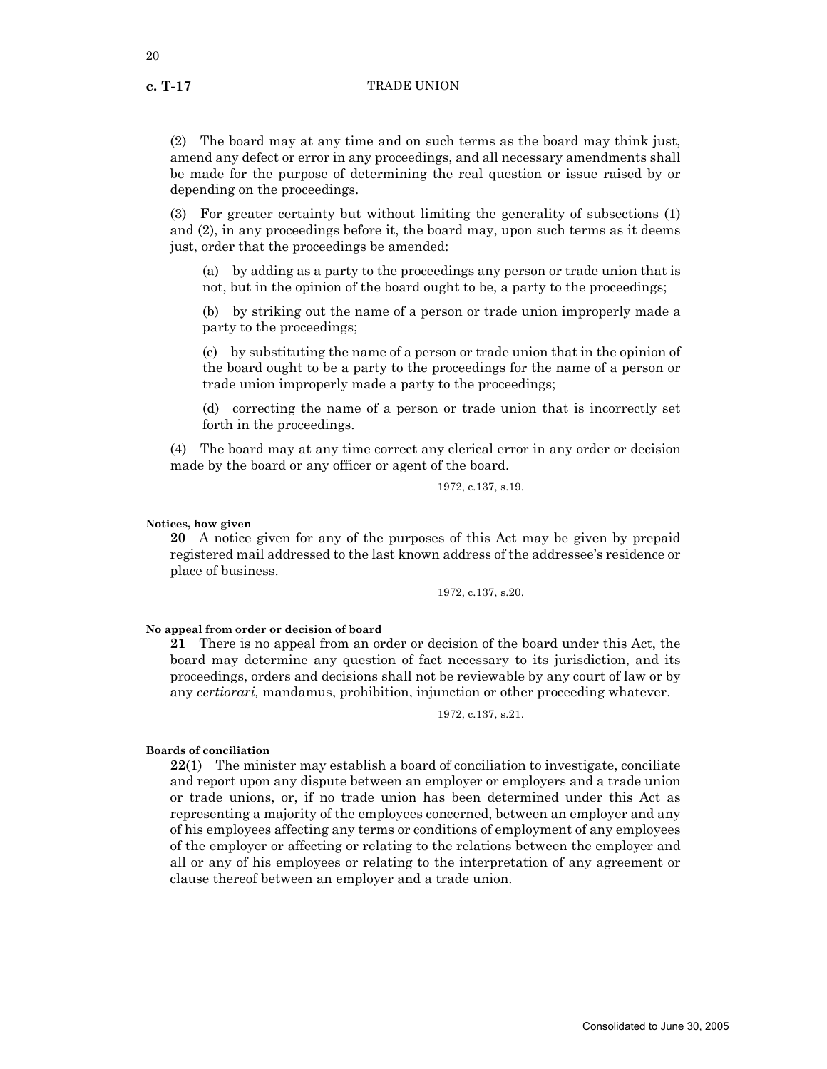(2) The board may at any time and on such terms as the board may think just, amend any defect or error in any proceedings, and all necessary amendments shall be made for the purpose of determining the real question or issue raised by or depending on the proceedings.

(3) For greater certainty but without limiting the generality of subsections (1) and (2), in any proceedings before it, the board may, upon such terms as it deems just, order that the proceedings be amended:

(a) by adding as a party to the proceedings any person or trade union that is not, but in the opinion of the board ought to be, a party to the proceedings;

(b) by striking out the name of a person or trade union improperly made a party to the proceedings;

(c) by substituting the name of a person or trade union that in the opinion of the board ought to be a party to the proceedings for the name of a person or trade union improperly made a party to the proceedings;

(d) correcting the name of a person or trade union that is incorrectly set forth in the proceedings.

(4) The board may at any time correct any clerical error in any order or decision made by the board or any officer or agent of the board.

1972, c.137, s.19.

**Notices, how given**

**20** A notice given for any of the purposes of this Act may be given by prepaid registered mail addressed to the last known address of the addressee's residence or place of business.

1972, c.137, s.20.

**No appeal from order or decision of board**

**21** There is no appeal from an order or decision of the board under this Act, the board may determine any question of fact necessary to its jurisdiction, and its proceedings, orders and decisions shall not be reviewable by any court of law or by any *certiorari,* mandamus, prohibition, injunction or other proceeding whatever.

1972, c.137, s.21.

**Boards of conciliation**

**22**(1) The minister may establish a board of conciliation to investigate, conciliate and report upon any dispute between an employer or employers and a trade union or trade unions, or, if no trade union has been determined under this Act as representing a majority of the employees concerned, between an employer and any of his employees affecting any terms or conditions of employment of any employees of the employer or affecting or relating to the relations between the employer and all or any of his employees or relating to the interpretation of any agreement or clause thereof between an employer and a trade union.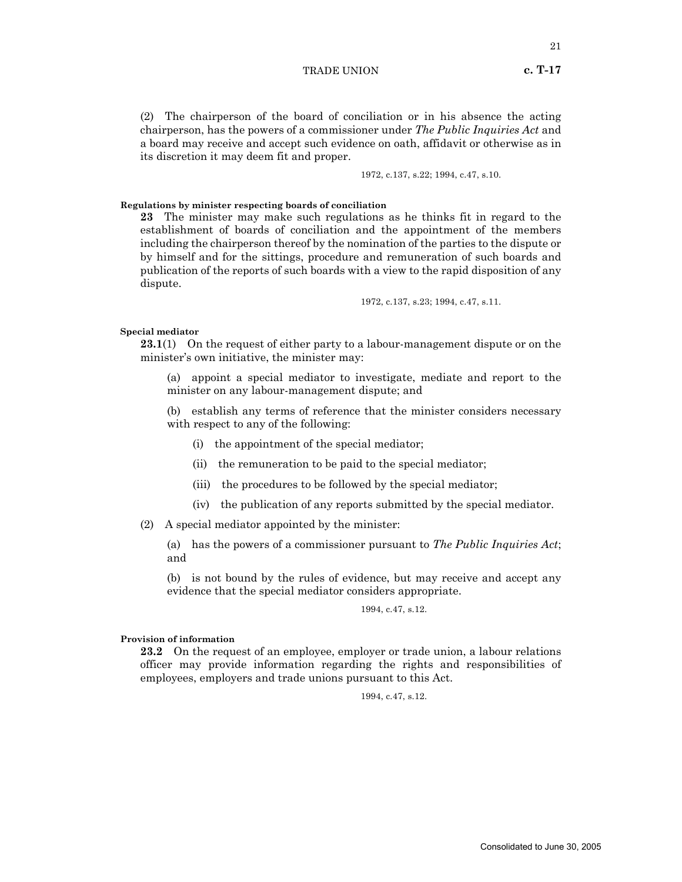(2) The chairperson of the board of conciliation or in his absence the acting chairperson, has the powers of a commissioner under *The Public Inquiries Act* and a board may receive and accept such evidence on oath, affidavit or otherwise as in its discretion it may deem fit and proper.

1972, c.137, s.22; 1994, c.47, s.10.

**Regulations by minister respecting boards of conciliation**

**23** The minister may make such regulations as he thinks fit in regard to the establishment of boards of conciliation and the appointment of the members including the chairperson thereof by the nomination of the parties to the dispute or by himself and for the sittings, procedure and remuneration of such boards and publication of the reports of such boards with a view to the rapid disposition of any dispute.

1972, c.137, s.23; 1994, c.47, s.11.

**Special mediator**

**23.1**(1) On the request of either party to a labour-management dispute or on the minister's own initiative, the minister may:

(a) appoint a special mediator to investigate, mediate and report to the minister on any labour-management dispute; and

(b) establish any terms of reference that the minister considers necessary with respect to any of the following:

(i) the appointment of the special mediator;

(ii) the remuneration to be paid to the special mediator;

(iii) the procedures to be followed by the special mediator;

(iv) the publication of any reports submitted by the special mediator.

(2) A special mediator appointed by the minister:

(a) has the powers of a commissioner pursuant to *The Public Inquiries Act*; and

(b) is not bound by the rules of evidence, but may receive and accept any evidence that the special mediator considers appropriate.

1994, c.47, s.12.

**Provision of information**

**23.2** On the request of an employee, employer or trade union, a labour relations officer may provide information regarding the rights and responsibilities of employees, employers and trade unions pursuant to this Act.

1994, c.47, s.12.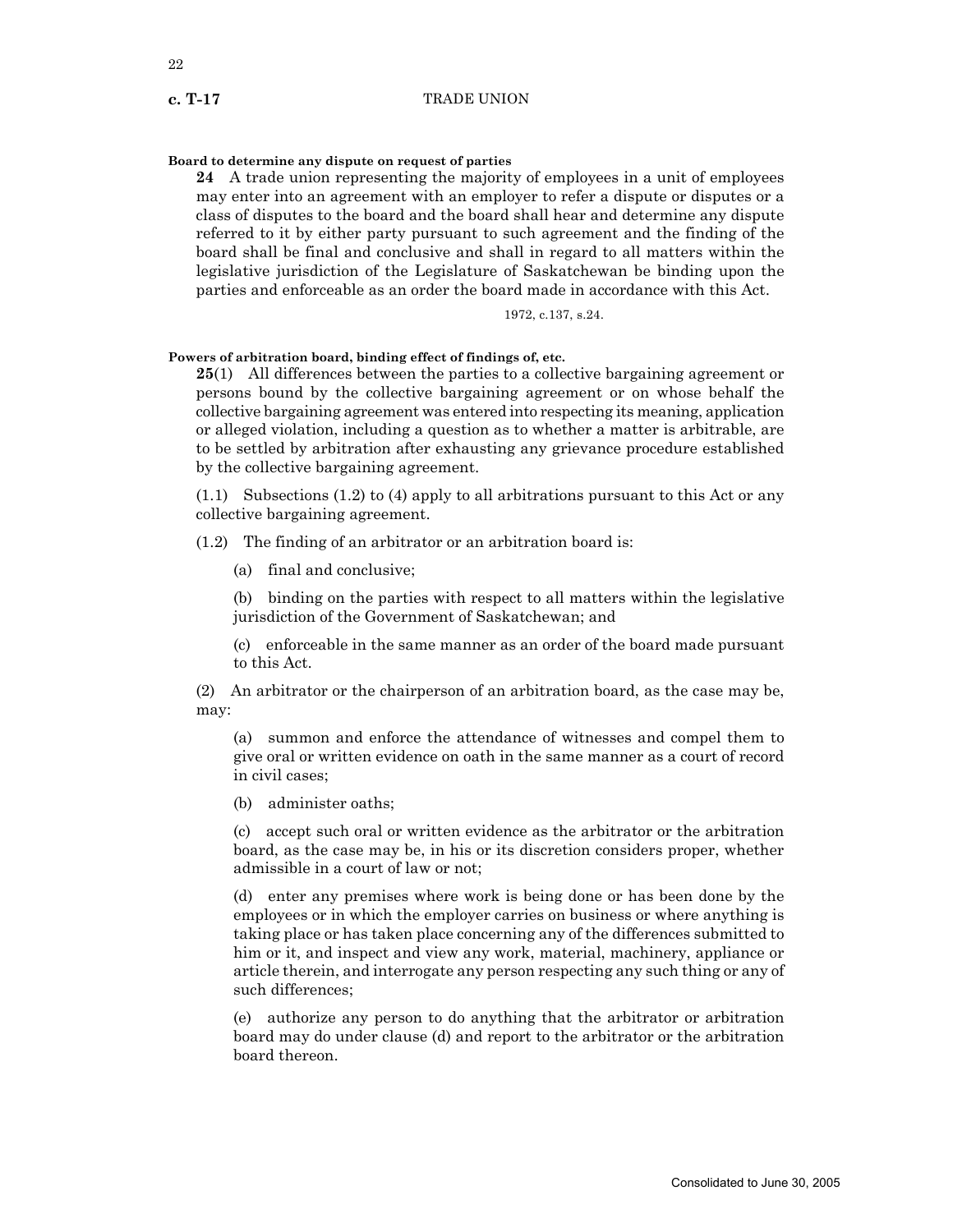**Board to determine any dispute on request of parties**

**24** A trade union representing the majority of employees in a unit of employees may enter into an agreement with an employer to refer a dispute or disputes or a class of disputes to the board and the board shall hear and determine any dispute referred to it by either party pursuant to such agreement and the finding of the board shall be final and conclusive and shall in regard to all matters within the legislative jurisdiction of the Legislature of Saskatchewan be binding upon the parties and enforceable as an order the board made in accordance with this Act.

1972, c.137, s.24.

**Powers of arbitration board, binding effect of findings of, etc.**

**25**(1) All differences between the parties to a collective bargaining agreement or persons bound by the collective bargaining agreement or on whose behalf the collective bargaining agreement was entered into respecting its meaning, application or alleged violation, including a question as to whether a matter is arbitrable, are to be settled by arbitration after exhausting any grievance procedure established by the collective bargaining agreement.

(1.1) Subsections (1.2) to (4) apply to all arbitrations pursuant to this Act or any collective bargaining agreement.

(1.2) The finding of an arbitrator or an arbitration board is:

(a) final and conclusive;

(b) binding on the parties with respect to all matters within the legislative jurisdiction of the Government of Saskatchewan; and

(c) enforceable in the same manner as an order of the board made pursuant to this Act.

(2) An arbitrator or the chairperson of an arbitration board, as the case may be, may:

(a) summon and enforce the attendance of witnesses and compel them to give oral or written evidence on oath in the same manner as a court of record in civil cases;

(b) administer oaths;

(c) accept such oral or written evidence as the arbitrator or the arbitration board, as the case may be, in his or its discretion considers proper, whether admissible in a court of law or not;

(d) enter any premises where work is being done or has been done by the employees or in which the employer carries on business or where anything is taking place or has taken place concerning any of the differences submitted to him or it, and inspect and view any work, material, machinery, appliance or article therein, and interrogate any person respecting any such thing or any of such differences;

(e) authorize any person to do anything that the arbitrator or arbitration board may do under clause (d) and report to the arbitrator or the arbitration board thereon.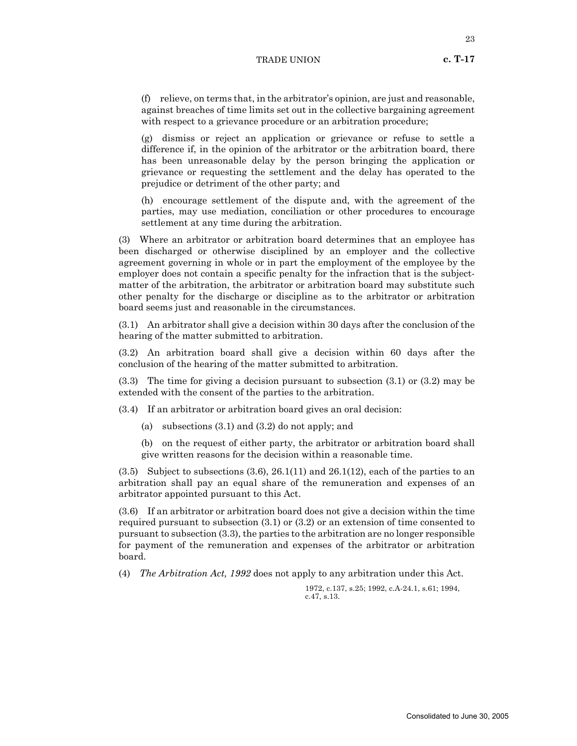(f) relieve, on terms that, in the arbitrator's opinion, are just and reasonable, against breaches of time limits set out in the collective bargaining agreement with respect to a grievance procedure or an arbitration procedure;

(g) dismiss or reject an application or grievance or refuse to settle a difference if, in the opinion of the arbitrator or the arbitration board, there has been unreasonable delay by the person bringing the application or grievance or requesting the settlement and the delay has operated to the prejudice or detriment of the other party; and

(h) encourage settlement of the dispute and, with the agreement of the parties, may use mediation, conciliation or other procedures to encourage settlement at any time during the arbitration.

(3) Where an arbitrator or arbitration board determines that an employee has been discharged or otherwise disciplined by an employer and the collective agreement governing in whole or in part the employment of the employee by the employer does not contain a specific penalty for the infraction that is the subject-matter of the arbitration, the arbitrator or arbitration board may substitute such other penalty for the discharge or discipline as to the arbitrator or arbitration board seems just and reasonable in the circumstances.

(3.1) An arbitrator shall give a decision within 30 days after the conclusion of the hearing of the matter submitted to arbitration.

(3.2) An arbitration board shall give a decision within 60 days after the conclusion of the hearing of the matter submitted to arbitration.

(3.3) The time for giving a decision pursuant to subsection (3.1) or (3.2) may be extended with the consent of the parties to the arbitration.

(3.4) If an arbitrator or arbitration board gives an oral decision:

(a) subsections (3.1) and (3.2) do not apply; and

(b) on the request of either party, the arbitrator or arbitration board shall give written reasons for the decision within a reasonable time.

(3.5) Subject to subsections (3.6), 26.1(11) and 26.1(12), each of the parties to an arbitration shall pay an equal share of the remuneration and expenses of an arbitrator appointed pursuant to this Act.

(3.6) If an arbitrator or arbitration board does not give a decision within the time required pursuant to subsection (3.1) or (3.2) or an extension of time consented to pursuant to subsection (3.3), the parties to the arbitration are no longer responsible for payment of the remuneration and expenses of the arbitrator or arbitration board.

(4) *The Arbitration Act, 1992* does not apply to any arbitration under this Act.

1972, c.137, s.25; 1992, c.A-24.1, s.61; 1994, c.47, s.13.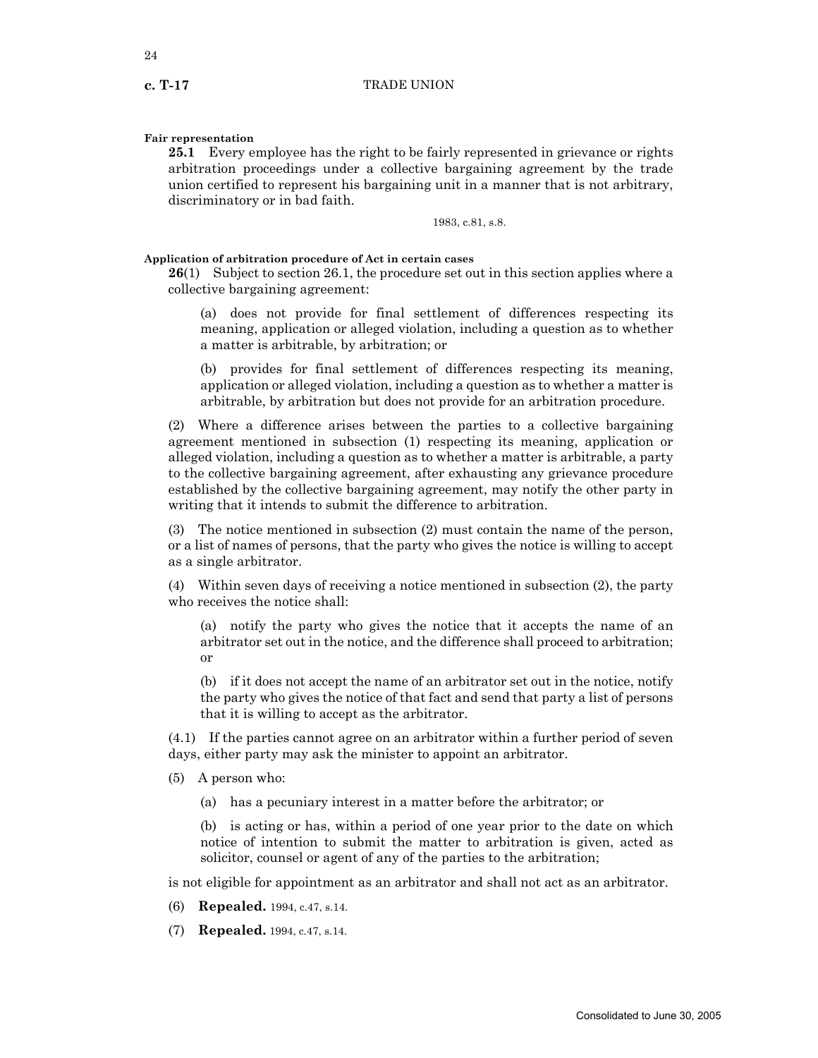**Fair representation**

**25.1** Every employee has the right to be fairly represented in grievance or rights arbitration proceedings under a collective bargaining agreement by the trade union certified to represent his bargaining unit in a manner that is not arbitrary, discriminatory or in bad faith.

1983, c.81, s.8.

**Application of arbitration procedure of Act in certain cases**

**26**(1) Subject to section 26.1, the procedure set out in this section applies where a collective bargaining agreement:

(a) does not provide for final settlement of differences respecting its meaning, application or alleged violation, including a question as to whether a matter is arbitrable, by arbitration; or

(b) provides for final settlement of differences respecting its meaning, application or alleged violation, including a question as to whether a matter is arbitrable, by arbitration but does not provide for an arbitration procedure.

(2) Where a difference arises between the parties to a collective bargaining agreement mentioned in subsection (1) respecting its meaning, application or alleged violation, including a question as to whether a matter is arbitrable, a party to the collective bargaining agreement, after exhausting any grievance procedure established by the collective bargaining agreement, may notify the other party in writing that it intends to submit the difference to arbitration.

(3) The notice mentioned in subsection (2) must contain the name of the person, or a list of names of persons, that the party who gives the notice is willing to accept as a single arbitrator.

(4) Within seven days of receiving a notice mentioned in subsection (2), the party who receives the notice shall:

(a) notify the party who gives the notice that it accepts the name of an arbitrator set out in the notice, and the difference shall proceed to arbitration; or

(b) if it does not accept the name of an arbitrator set out in the notice, notify the party who gives the notice of that fact and send that party a list of persons that it is willing to accept as the arbitrator.

(4.1) If the parties cannot agree on an arbitrator within a further period of seven days, either party may ask the minister to appoint an arbitrator.

(5) A person who:

(a) has a pecuniary interest in a matter before the arbitrator; or

(b) is acting or has, within a period of one year prior to the date on which notice of intention to submit the matter to arbitration is given, acted as solicitor, counsel or agent of any of the parties to the arbitration;

is not eligible for appointment as an arbitrator and shall not act as an arbitrator.

(6) **Repealed.** 1994, c.47, s.14.

(7) **Repealed.** 1994, c.47, s.14.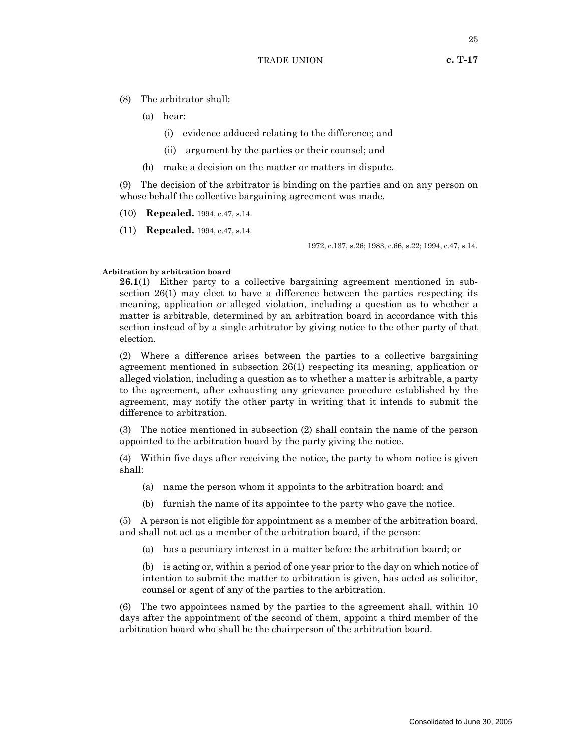(8) The arbitrator shall:

(a) hear:

(i) evidence adduced relating to the difference; and

(ii) argument by the parties or their counsel; and

(b) make a decision on the matter or matters in dispute.

(9) The decision of the arbitrator is binding on the parties and on any person on whose behalf the collective bargaining agreement was made.

(10) **Repealed.** 1994, c.47, s.14.

(11) **Repealed.** 1994, c.47, s.14.

1972, c.137, s.26; 1983, c.66, s.22; 1994, c.47, s.14.

**Arbitration by arbitration board**

**26.1**(1) Either party to a collective bargaining agreement mentioned in subsection 26(1) may elect to have a difference between the parties respecting its meaning, application or alleged violation, including a question as to whether a matter is arbitrable, determined by an arbitration board in accordance with this section instead of by a single arbitrator by giving notice to the other party of that election.

(2) Where a difference arises between the parties to a collective bargaining agreement mentioned in subsection 26(1) respecting its meaning, application or alleged violation, including a question as to whether a matter is arbitrable, a party to the agreement, after exhausting any grievance procedure established by the agreement, may notify the other party in writing that it intends to submit the difference to arbitration.

(3) The notice mentioned in subsection (2) shall contain the name of the person appointed to the arbitration board by the party giving the notice.

(4) Within five days after receiving the notice, the party to whom notice is given shall:

(a) name the person whom it appoints to the arbitration board; and

(b) furnish the name of its appointee to the party who gave the notice.

(5) A person is not eligible for appointment as a member of the arbitration board, and shall not act as a member of the arbitration board, if the person:

(a) has a pecuniary interest in a matter before the arbitration board; or

(b) is acting or, within a period of one year prior to the day on which notice of intention to submit the matter to arbitration is given, has acted as solicitor, counsel or agent of any of the parties to the arbitration.

(6) The two appointees named by the parties to the agreement shall, within 10 days after the appointment of the second of them, appoint a third member of the arbitration board who shall be the chairperson of the arbitration board.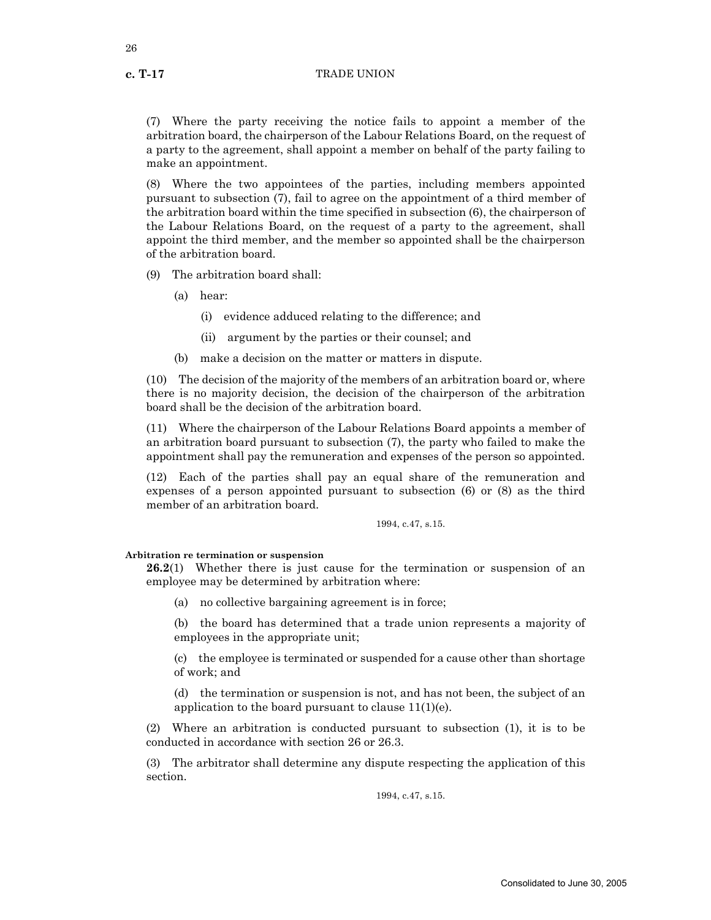(7) Where the party receiving the notice fails to appoint a member of the arbitration board, the chairperson of the Labour Relations Board, on the request of a party to the agreement, shall appoint a member on behalf of the party failing to make an appointment.

(8) Where the two appointees of the parties, including members appointed pursuant to subsection (7), fail to agree on the appointment of a third member of the arbitration board within the time specified in subsection (6), the chairperson of the Labour Relations Board, on the request of a party to the agreement, shall appoint the third member, and the member so appointed shall be the chairperson of the arbitration board.

(9) The arbitration board shall:

(a) hear:

(i) evidence adduced relating to the difference; and

(ii) argument by the parties or their counsel; and

(b) make a decision on the matter or matters in dispute.

(10) The decision of the majority of the members of an arbitration board or, where there is no majority decision, the decision of the chairperson of the arbitration board shall be the decision of the arbitration board.

(11) Where the chairperson of the Labour Relations Board appoints a member of an arbitration board pursuant to subsection (7), the party who failed to make the appointment shall pay the remuneration and expenses of the person so appointed.

(12) Each of the parties shall pay an equal share of the remuneration and expenses of a person appointed pursuant to subsection (6) or (8) as the third member of an arbitration board.

1994, c.47, s.15.

**Arbitration re termination or suspension**

**26.2**(1) Whether there is just cause for the termination or suspension of an employee may be determined by arbitration where:

(a) no collective bargaining agreement is in force;

(b) the board has determined that a trade union represents a majority of employees in the appropriate unit;

(c) the employee is terminated or suspended for a cause other than shortage of work; and

(d) the termination or suspension is not, and has not been, the subject of an application to the board pursuant to clause 11(1)(e).

(2) Where an arbitration is conducted pursuant to subsection (1), it is to be conducted in accordance with section 26 or 26.3.

(3) The arbitrator shall determine any dispute respecting the application of this section.

1994, c.47, s.15.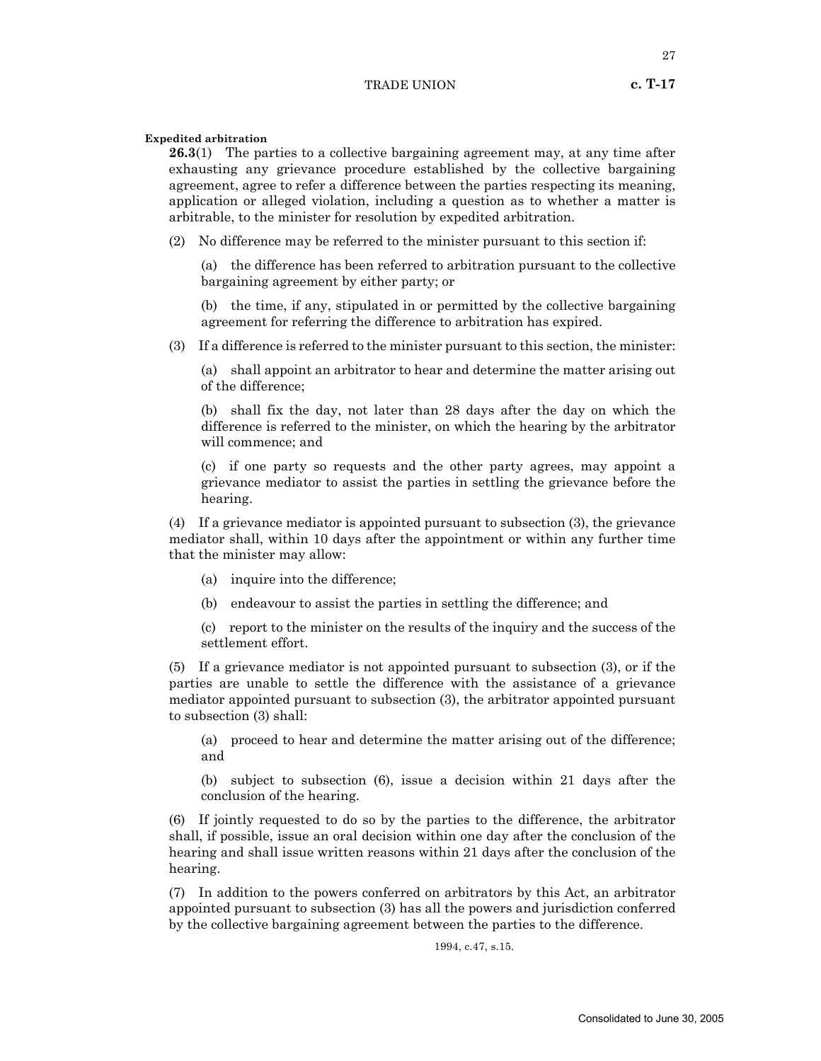**Expedited arbitration**

**26.3**(1) The parties to a collective bargaining agreement may, at any time after exhausting any grievance procedure established by the collective bargaining agreement, agree to refer a difference between the parties respecting its meaning, application or alleged violation, including a question as to whether a matter is arbitrable, to the minister for resolution by expedited arbitration.

(2) No difference may be referred to the minister pursuant to this section if:

(a) the difference has been referred to arbitration pursuant to the collective bargaining agreement by either party; or

(b) the time, if any, stipulated in or permitted by the collective bargaining agreement for referring the difference to arbitration has expired.

(3) If a difference is referred to the minister pursuant to this section, the minister:

(a) shall appoint an arbitrator to hear and determine the matter arising out of the difference;

(b) shall fix the day, not later than 28 days after the day on which the difference is referred to the minister, on which the hearing by the arbitrator will commence; and

(c) if one party so requests and the other party agrees, may appoint a grievance mediator to assist the parties in settling the grievance before the hearing.

(4) If a grievance mediator is appointed pursuant to subsection (3), the grievance mediator shall, within 10 days after the appointment or within any further time that the minister may allow:

(a) inquire into the difference;

(b) endeavour to assist the parties in settling the difference; and

(c) report to the minister on the results of the inquiry and the success of the settlement effort.

(5) If a grievance mediator is not appointed pursuant to subsection (3), or if the parties are unable to settle the difference with the assistance of a grievance mediator appointed pursuant to subsection (3), the arbitrator appointed pursuant to subsection (3) shall:

(a) proceed to hear and determine the matter arising out of the difference; and

(b) subject to subsection (6), issue a decision within 21 days after the conclusion of the hearing.

(6) If jointly requested to do so by the parties to the difference, the arbitrator shall, if possible, issue an oral decision within one day after the conclusion of the hearing and shall issue written reasons within 21 days after the conclusion of the hearing.

(7) In addition to the powers conferred on arbitrators by this Act, an arbitrator appointed pursuant to subsection (3) has all the powers and jurisdiction conferred by the collective bargaining agreement between the parties to the difference.

1994, c.47, s.15.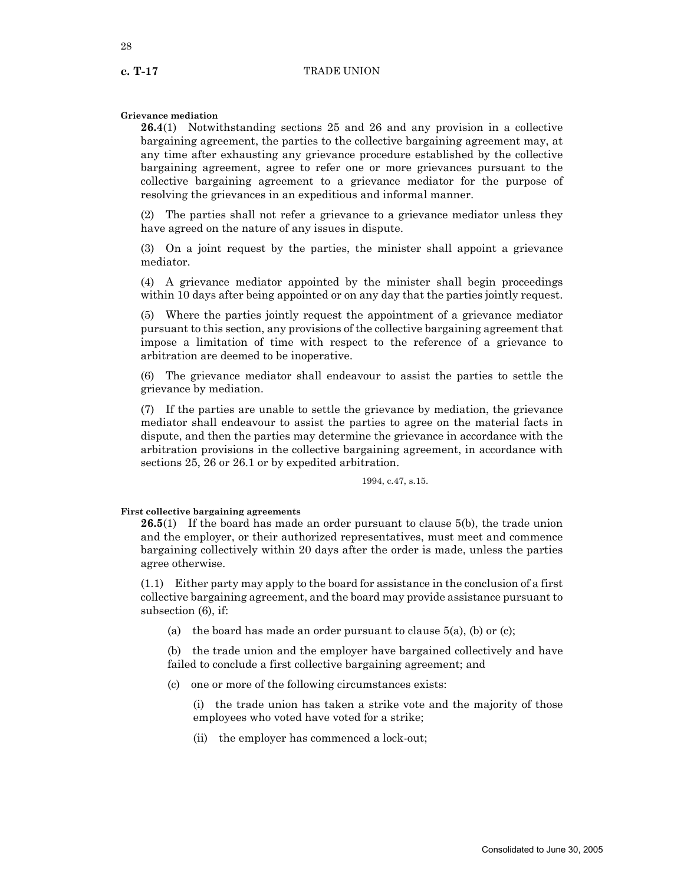**Grievance mediation**

**26.4**(1) Notwithstanding sections 25 and 26 and any provision in a collective bargaining agreement, the parties to the collective bargaining agreement may, at any time after exhausting any grievance procedure established by the collective bargaining agreement, agree to refer one or more grievances pursuant to the collective bargaining agreement to a grievance mediator for the purpose of resolving the grievances in an expeditious and informal manner.

(2) The parties shall not refer a grievance to a grievance mediator unless they have agreed on the nature of any issues in dispute.

(3) On a joint request by the parties, the minister shall appoint a grievance mediator.

(4) A grievance mediator appointed by the minister shall begin proceedings within 10 days after being appointed or on any day that the parties jointly request.

(5) Where the parties jointly request the appointment of a grievance mediator pursuant to this section, any provisions of the collective bargaining agreement that impose a limitation of time with respect to the reference of a grievance to arbitration are deemed to be inoperative.

(6) The grievance mediator shall endeavour to assist the parties to settle the grievance by mediation.

(7) If the parties are unable to settle the grievance by mediation, the grievance mediator shall endeavour to assist the parties to agree on the material facts in dispute, and then the parties may determine the grievance in accordance with the arbitration provisions in the collective bargaining agreement, in accordance with sections 25, 26 or 26.1 or by expedited arbitration.

1994, c.47, s.15.

**First collective bargaining agreements**

**26.5**(1) If the board has made an order pursuant to clause 5(b), the trade union and the employer, or their authorized representatives, must meet and commence bargaining collectively within 20 days after the order is made, unless the parties agree otherwise.

(1.1) Either party may apply to the board for assistance in the conclusion of a first collective bargaining agreement, and the board may provide assistance pursuant to subsection (6), if:

(a) the board has made an order pursuant to clause 5(a), (b) or (c);

(b) the trade union and the employer have bargained collectively and have failed to conclude a first collective bargaining agreement; and

(c) one or more of the following circumstances exists:

(i) the trade union has taken a strike vote and the majority of those employees who voted have voted for a strike;

(ii) the employer has commenced a lock-out;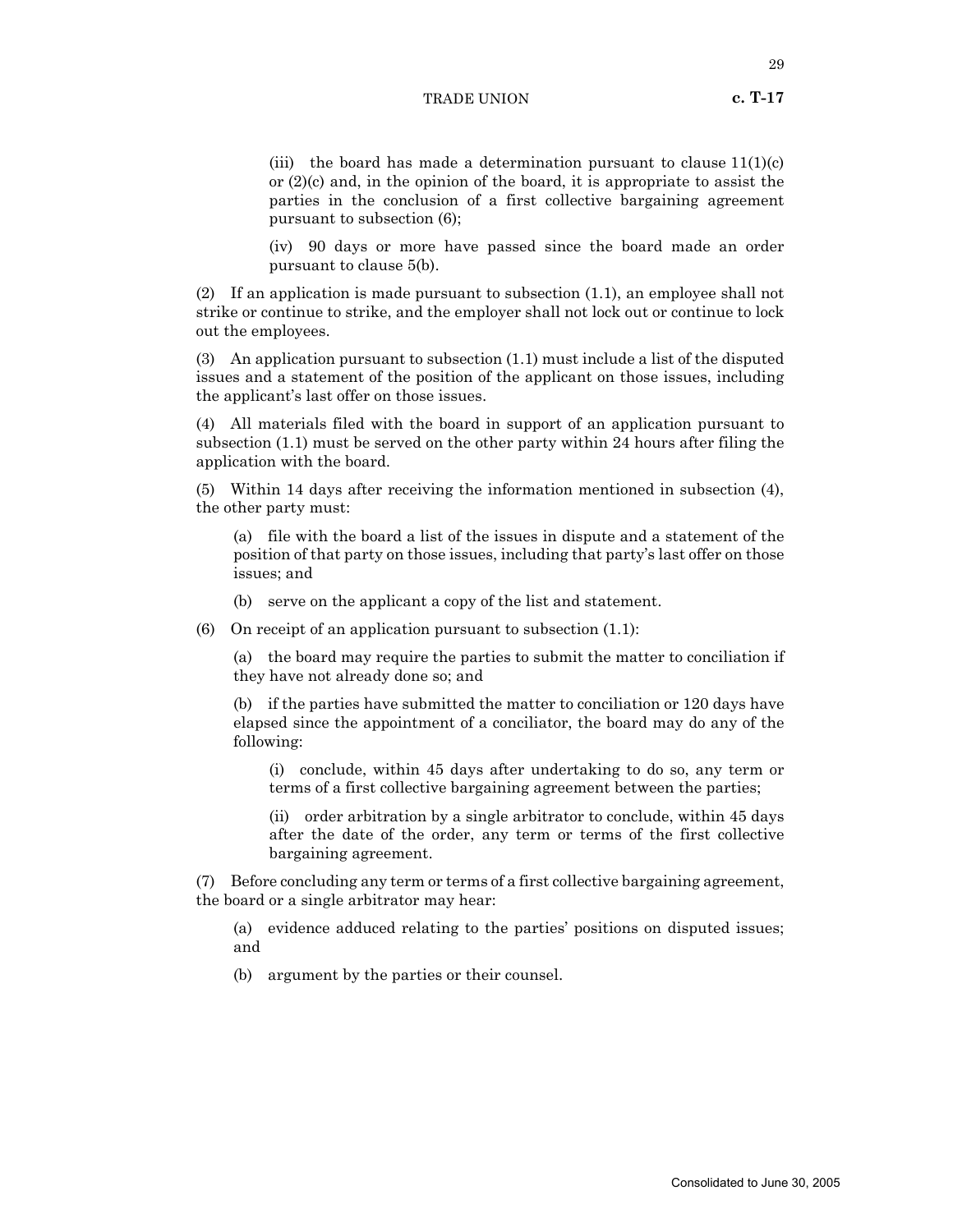(iii) the board has made a determination pursuant to clause 11(1)(c) or (2)(c) and, in the opinion of the board, it is appropriate to assist the parties in the conclusion of a first collective bargaining agreement pursuant to subsection (6);

(iv) 90 days or more have passed since the board made an order pursuant to clause 5(b).

(2) If an application is made pursuant to subsection (1.1), an employee shall not strike or continue to strike, and the employer shall not lock out or continue to lock out the employees.

(3) An application pursuant to subsection (1.1) must include a list of the disputed issues and a statement of the position of the applicant on those issues, including the applicant's last offer on those issues.

(4) All materials filed with the board in support of an application pursuant to subsection (1.1) must be served on the other party within 24 hours after filing the application with the board.

(5) Within 14 days after receiving the information mentioned in subsection (4), the other party must:

(a) file with the board a list of the issues in dispute and a statement of the position of that party on those issues, including that party's last offer on those issues; and

(b) serve on the applicant a copy of the list and statement.

(6) On receipt of an application pursuant to subsection (1.1):

(a) the board may require the parties to submit the matter to conciliation if they have not already done so; and

(b) if the parties have submitted the matter to conciliation or 120 days have elapsed since the appointment of a conciliator, the board may do any of the following:

(i) conclude, within 45 days after undertaking to do so, any term or terms of a first collective bargaining agreement between the parties;

(ii) order arbitration by a single arbitrator to conclude, within 45 days after the date of the order, any term or terms of the first collective bargaining agreement.

(7) Before concluding any term or terms of a first collective bargaining agreement, the board or a single arbitrator may hear:

(a) evidence adduced relating to the parties' positions on disputed issues; and

(b) argument by the parties or their counsel.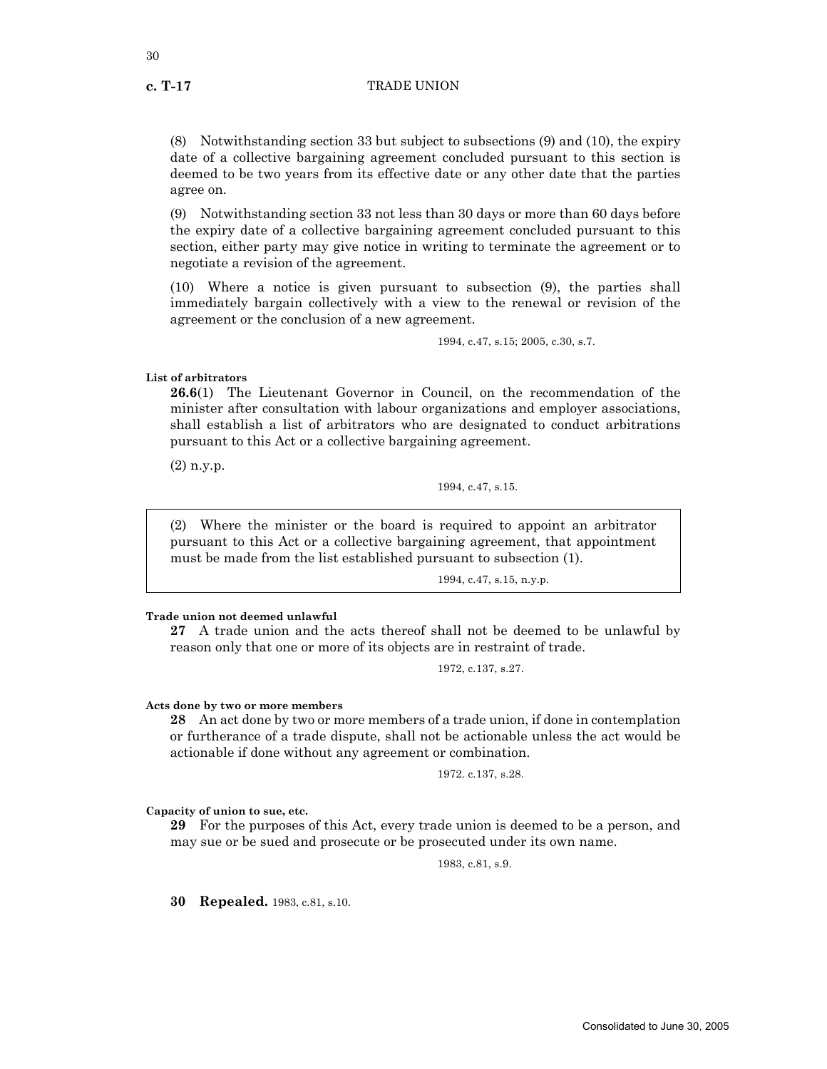(8) Notwithstanding section 33 but subject to subsections (9) and (10), the expiry date of a collective bargaining agreement concluded pursuant to this section is deemed to be two years from its effective date or any other date that the parties agree on.

(9) Notwithstanding section 33 not less than 30 days or more than 60 days before the expiry date of a collective bargaining agreement concluded pursuant to this section, either party may give notice in writing to terminate the agreement or to negotiate a revision of the agreement.

(10) Where a notice is given pursuant to subsection (9), the parties shall immediately bargain collectively with a view to the renewal or revision of the agreement or the conclusion of a new agreement.

1994, c.47, s.15; 2005, c.30, s.7.

**List of arbitrators**

**26.6**(1) The Lieutenant Governor in Council, on the recommendation of the minister after consultation with labour organizations and employer associations, shall establish a list of arbitrators who are designated to conduct arbitrations pursuant to this Act or a collective bargaining agreement.

(2) n.y.p.

1994, c.47, s.15.

> (2) Where the minister or the board is required to appoint an arbitrator pursuant to this Act or a collective bargaining agreement, that appointment must be made from the list established pursuant to subsection (1).
>
> 1994, c.47, s.15, n.y.p.

**Trade union not deemed unlawful**

**27** A trade union and the acts thereof shall not be deemed to be unlawful by reason only that one or more of its objects are in restraint of trade.

1972, c.137, s.27.

**Acts done by two or more members**

**28** An act done by two or more members of a trade union, if done in contemplation or furtherance of a trade dispute, shall not be actionable unless the act would be actionable if done without any agreement or combination.

1972. c.137, s.28.

**Capacity of union to sue, etc.**

**29** For the purposes of this Act, every trade union is deemed to be a person, and may sue or be sued and prosecute or be prosecuted under its own name.

1983, c.81, s.9.

**30 Repealed.** 1983, c.81, s.10.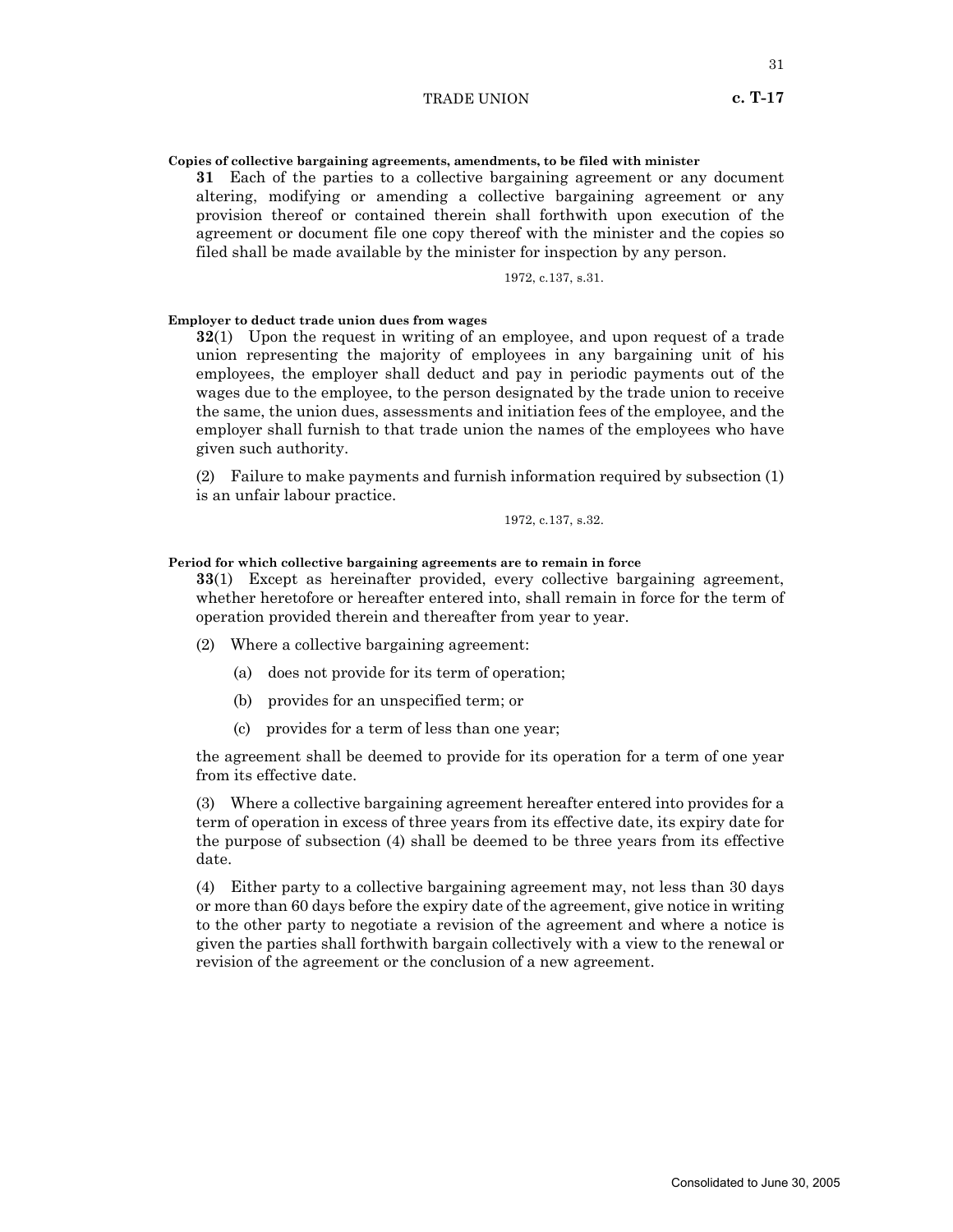**Copies of collective bargaining agreements, amendments, to be filed with minister**

**31** Each of the parties to a collective bargaining agreement or any document altering, modifying or amending a collective bargaining agreement or any provision thereof or contained therein shall forthwith upon execution of the agreement or document file one copy thereof with the minister and the copies so filed shall be made available by the minister for inspection by any person.

1972, c.137, s.31.

**Employer to deduct trade union dues from wages**

**32**(1) Upon the request in writing of an employee, and upon request of a trade union representing the majority of employees in any bargaining unit of his employees, the employer shall deduct and pay in periodic payments out of the wages due to the employee, to the person designated by the trade union to receive the same, the union dues, assessments and initiation fees of the employee, and the employer shall furnish to that trade union the names of the employees who have given such authority.

(2) Failure to make payments and furnish information required by subsection (1) is an unfair labour practice.

1972, c.137, s.32.

**Period for which collective bargaining agreements are to remain in force**

**33**(1) Except as hereinafter provided, every collective bargaining agreement, whether heretofore or hereafter entered into, shall remain in force for the term of operation provided therein and thereafter from year to year.

(2) Where a collective bargaining agreement:

(a) does not provide for its term of operation;

(b) provides for an unspecified term; or

(c) provides for a term of less than one year;

the agreement shall be deemed to provide for its operation for a term of one year from its effective date.

(3) Where a collective bargaining agreement hereafter entered into provides for a term of operation in excess of three years from its effective date, its expiry date for the purpose of subsection (4) shall be deemed to be three years from its effective date.

(4) Either party to a collective bargaining agreement may, not less than 30 days or more than 60 days before the expiry date of the agreement, give notice in writing to the other party to negotiate a revision of the agreement and where a notice is given the parties shall forthwith bargain collectively with a view to the renewal or revision of the agreement or the conclusion of a new agreement.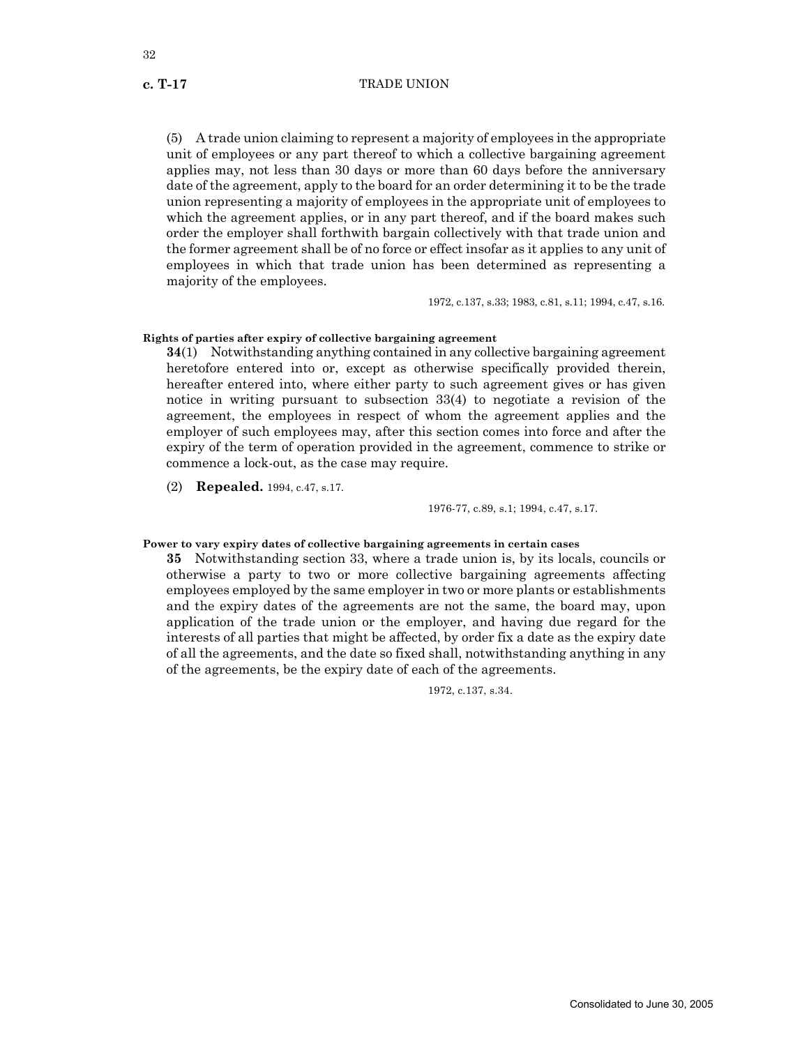(5) A trade union claiming to represent a majority of employees in the appropriate unit of employees or any part thereof to which a collective bargaining agreement applies may, not less than 30 days or more than 60 days before the anniversary date of the agreement, apply to the board for an order determining it to be the trade union representing a majority of employees in the appropriate unit of employees to which the agreement applies, or in any part thereof, and if the board makes such order the employer shall forthwith bargain collectively with that trade union and the former agreement shall be of no force or effect insofar as it applies to any unit of employees in which that trade union has been determined as representing a majority of the employees.

1972, c.137, s.33; 1983, c.81, s.11; 1994, c.47, s.16.

**Rights of parties after expiry of collective bargaining agreement**

**34**(1) Notwithstanding anything contained in any collective bargaining agreement heretofore entered into or, except as otherwise specifically provided therein, hereafter entered into, where either party to such agreement gives or has given notice in writing pursuant to subsection 33(4) to negotiate a revision of the agreement, the employees in respect of whom the agreement applies and the employer of such employees may, after this section comes into force and after the expiry of the term of operation provided in the agreement, commence to strike or commence a lock-out, as the case may require.

(2) **Repealed.** 1994, c.47, s.17.

1976-77, c.89, s.1; 1994, c.47, s.17.

**Power to vary expiry dates of collective bargaining agreements in certain cases**

**35** Notwithstanding section 33, where a trade union is, by its locals, councils or otherwise a party to two or more collective bargaining agreements affecting employees employed by the same employer in two or more plants or establishments and the expiry dates of the agreements are not the same, the board may, upon application of the trade union or the employer, and having due regard for the interests of all parties that might be affected, by order fix a date as the expiry date of all the agreements, and the date so fixed shall, notwithstanding anything in any of the agreements, be the expiry date of each of the agreements.

1972, c.137, s.34.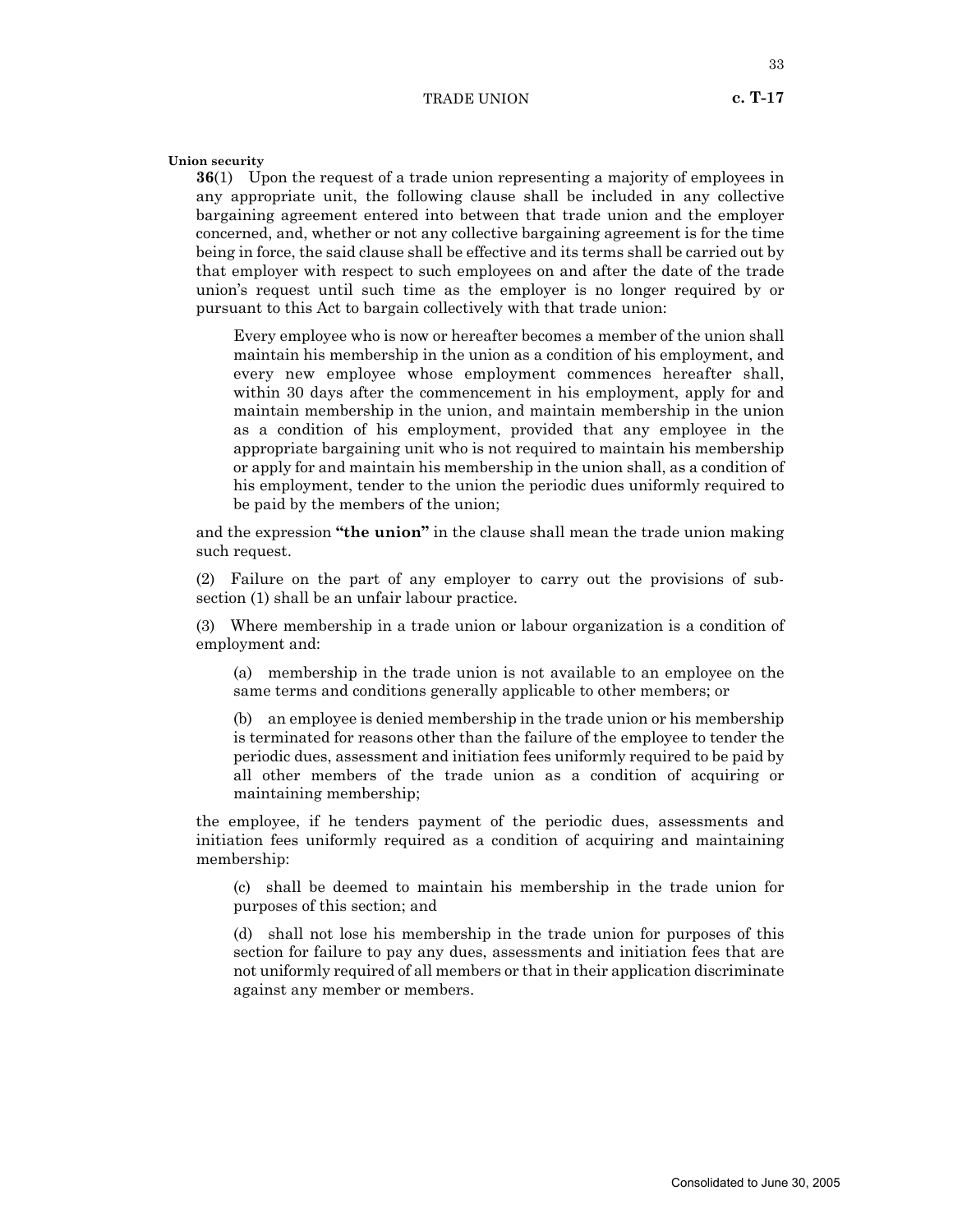**Union security**

**36**(1) Upon the request of a trade union representing a majority of employees in any appropriate unit, the following clause shall be included in any collective bargaining agreement entered into between that trade union and the employer concerned, and, whether or not any collective bargaining agreement is for the time being in force, the said clause shall be effective and its terms shall be carried out by that employer with respect to such employees on and after the date of the trade union's request until such time as the employer is no longer required by or pursuant to this Act to bargain collectively with that trade union:

> Every employee who is now or hereafter becomes a member of the union shall maintain his membership in the union as a condition of his employment, and every new employee whose employment commences hereafter shall, within 30 days after the commencement in his employment, apply for and maintain membership in the union, and maintain membership in the union as a condition of his employment, provided that any employee in the appropriate bargaining unit who is not required to maintain his membership or apply for and maintain his membership in the union shall, as a condition of his employment, tender to the union the periodic dues uniformly required to be paid by the members of the union;

and the expression **"the union"** in the clause shall mean the trade union making such request.

(2) Failure on the part of any employer to carry out the provisions of subsection (1) shall be an unfair labour practice.

(3) Where membership in a trade union or labour organization is a condition of employment and:

(a) membership in the trade union is not available to an employee on the same terms and conditions generally applicable to other members; or

(b) an employee is denied membership in the trade union or his membership is terminated for reasons other than the failure of the employee to tender the periodic dues, assessment and initiation fees uniformly required to be paid by all other members of the trade union as a condition of acquiring or maintaining membership;

the employee, if he tenders payment of the periodic dues, assessments and initiation fees uniformly required as a condition of acquiring and maintaining membership:

(c) shall be deemed to maintain his membership in the trade union for purposes of this section; and

(d) shall not lose his membership in the trade union for purposes of this section for failure to pay any dues, assessments and initiation fees that are not uniformly required of all members or that in their application discriminate against any member or members.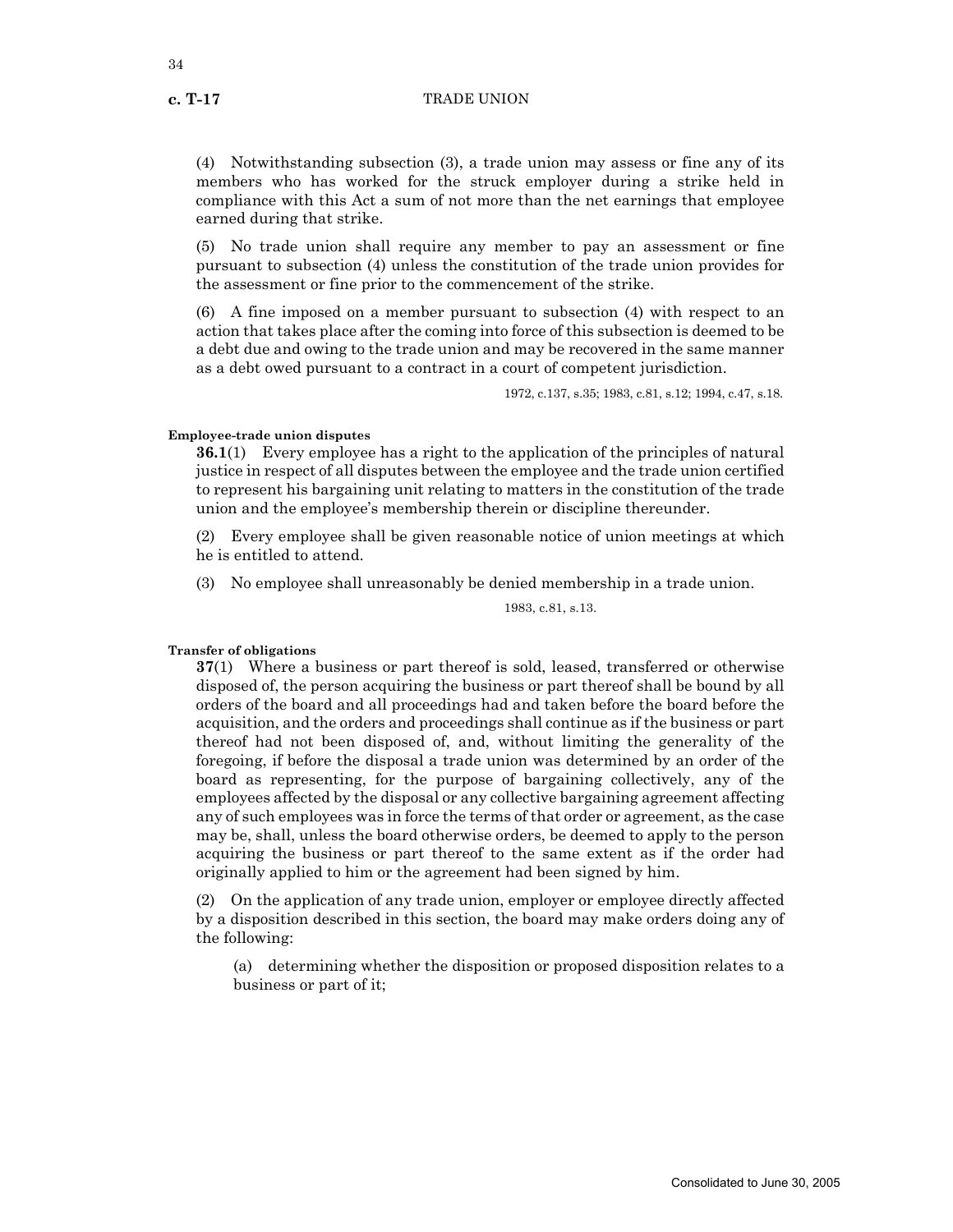(4) Notwithstanding subsection (3), a trade union may assess or fine any of its members who has worked for the struck employer during a strike held in compliance with this Act a sum of not more than the net earnings that employee earned during that strike.

(5) No trade union shall require any member to pay an assessment or fine pursuant to subsection (4) unless the constitution of the trade union provides for the assessment or fine prior to the commencement of the strike.

(6) A fine imposed on a member pursuant to subsection (4) with respect to an action that takes place after the coming into force of this subsection is deemed to be a debt due and owing to the trade union and may be recovered in the same manner as a debt owed pursuant to a contract in a court of competent jurisdiction.

1972, c.137, s.35; 1983, c.81, s.12; 1994, c.47, s.18.

**Employee-trade union disputes**

**36.1**(1) Every employee has a right to the application of the principles of natural justice in respect of all disputes between the employee and the trade union certified to represent his bargaining unit relating to matters in the constitution of the trade union and the employee's membership therein or discipline thereunder.

(2) Every employee shall be given reasonable notice of union meetings at which he is entitled to attend.

(3) No employee shall unreasonably be denied membership in a trade union.

1983, c.81, s.13.

**Transfer of obligations**

**37**(1) Where a business or part thereof is sold, leased, transferred or otherwise disposed of, the person acquiring the business or part thereof shall be bound by all orders of the board and all proceedings had and taken before the board before the acquisition, and the orders and proceedings shall continue as if the business or part thereof had not been disposed of, and, without limiting the generality of the foregoing, if before the disposal a trade union was determined by an order of the board as representing, for the purpose of bargaining collectively, any of the employees affected by the disposal or any collective bargaining agreement affecting any of such employees was in force the terms of that order or agreement, as the case may be, shall, unless the board otherwise orders, be deemed to apply to the person acquiring the business or part thereof to the same extent as if the order had originally applied to him or the agreement had been signed by him.

(2) On the application of any trade union, employer or employee directly affected by a disposition described in this section, the board may make orders doing any of the following:

(a) determining whether the disposition or proposed disposition relates to a business or part of it;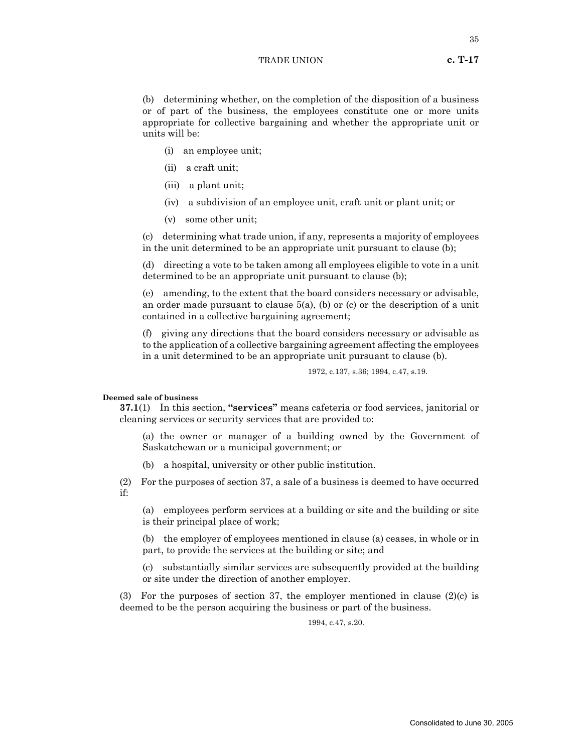(b) determining whether, on the completion of the disposition of a business or of part of the business, the employees constitute one or more units appropriate for collective bargaining and whether the appropriate unit or units will be:

(i) an employee unit;

(ii) a craft unit;

(iii) a plant unit;

(iv) a subdivision of an employee unit, craft unit or plant unit; or

(v) some other unit;

(c) determining what trade union, if any, represents a majority of employees in the unit determined to be an appropriate unit pursuant to clause (b);

(d) directing a vote to be taken among all employees eligible to vote in a unit determined to be an appropriate unit pursuant to clause (b);

(e) amending, to the extent that the board considers necessary or advisable, an order made pursuant to clause 5(a), (b) or (c) or the description of a unit contained in a collective bargaining agreement;

(f) giving any directions that the board considers necessary or advisable as to the application of a collective bargaining agreement affecting the employees in a unit determined to be an appropriate unit pursuant to clause (b).

1972, c.137, s.36; 1994, c.47, s.19.

**Deemed sale of business**

**37.1**(1) In this section, **"services"** means cafeteria or food services, janitorial or cleaning services or security services that are provided to:

(a) the owner or manager of a building owned by the Government of Saskatchewan or a municipal government; or

(b) a hospital, university or other public institution.

(2) For the purposes of section 37, a sale of a business is deemed to have occurred if:

(a) employees perform services at a building or site and the building or site is their principal place of work;

(b) the employer of employees mentioned in clause (a) ceases, in whole or in part, to provide the services at the building or site; and

(c) substantially similar services are subsequently provided at the building or site under the direction of another employer.

(3) For the purposes of section 37, the employer mentioned in clause (2)(c) is deemed to be the person acquiring the business or part of the business.

1994, c.47, s.20.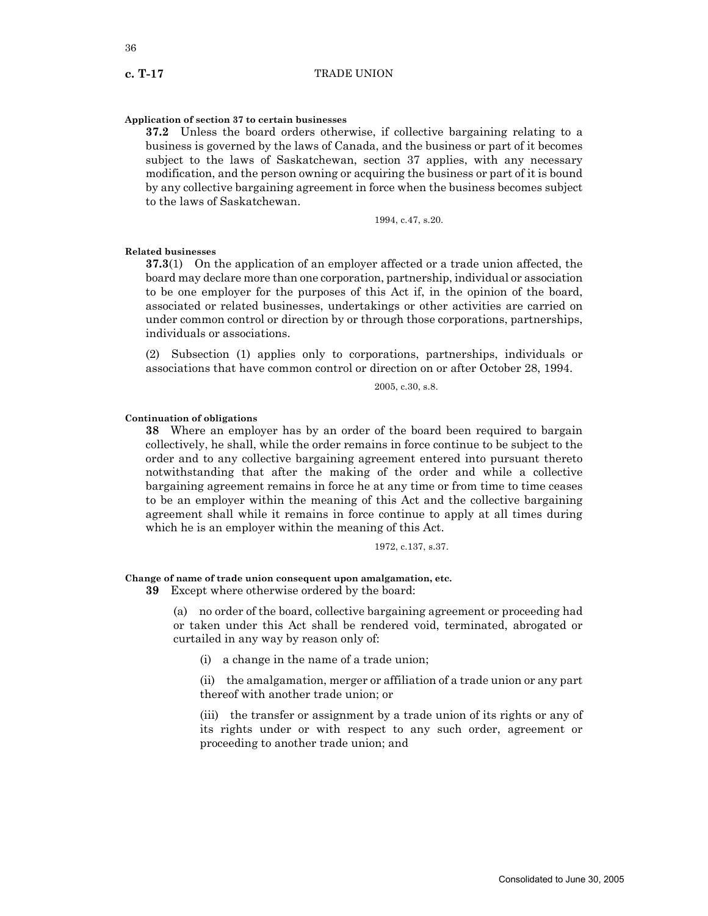**Application of section 37 to certain businesses**

**37.2** Unless the board orders otherwise, if collective bargaining relating to a business is governed by the laws of Canada, and the business or part of it becomes subject to the laws of Saskatchewan, section 37 applies, with any necessary modification, and the person owning or acquiring the business or part of it is bound by any collective bargaining agreement in force when the business becomes subject to the laws of Saskatchewan.

1994, c.47, s.20.

**Related businesses**

**37.3**(1) On the application of an employer affected or a trade union affected, the board may declare more than one corporation, partnership, individual or association to be one employer for the purposes of this Act if, in the opinion of the board, associated or related businesses, undertakings or other activities are carried on under common control or direction by or through those corporations, partnerships, individuals or associations.

(2) Subsection (1) applies only to corporations, partnerships, individuals or associations that have common control or direction on or after October 28, 1994.

2005, c.30, s.8.

**Continuation of obligations**

**38** Where an employer has by an order of the board been required to bargain collectively, he shall, while the order remains in force continue to be subject to the order and to any collective bargaining agreement entered into pursuant thereto notwithstanding that after the making of the order and while a collective bargaining agreement remains in force he at any time or from time to time ceases to be an employer within the meaning of this Act and the collective bargaining agreement shall while it remains in force continue to apply at all times during which he is an employer within the meaning of this Act.

1972, c.137, s.37.

**Change of name of trade union consequent upon amalgamation, etc.**

**39** Except where otherwise ordered by the board:

(a) no order of the board, collective bargaining agreement or proceeding had or taken under this Act shall be rendered void, terminated, abrogated or curtailed in any way by reason only of:

(i) a change in the name of a trade union;

(ii) the amalgamation, merger or affiliation of a trade union or any part thereof with another trade union; or

(iii) the transfer or assignment by a trade union of its rights or any of its rights under or with respect to any such order, agreement or proceeding to another trade union; and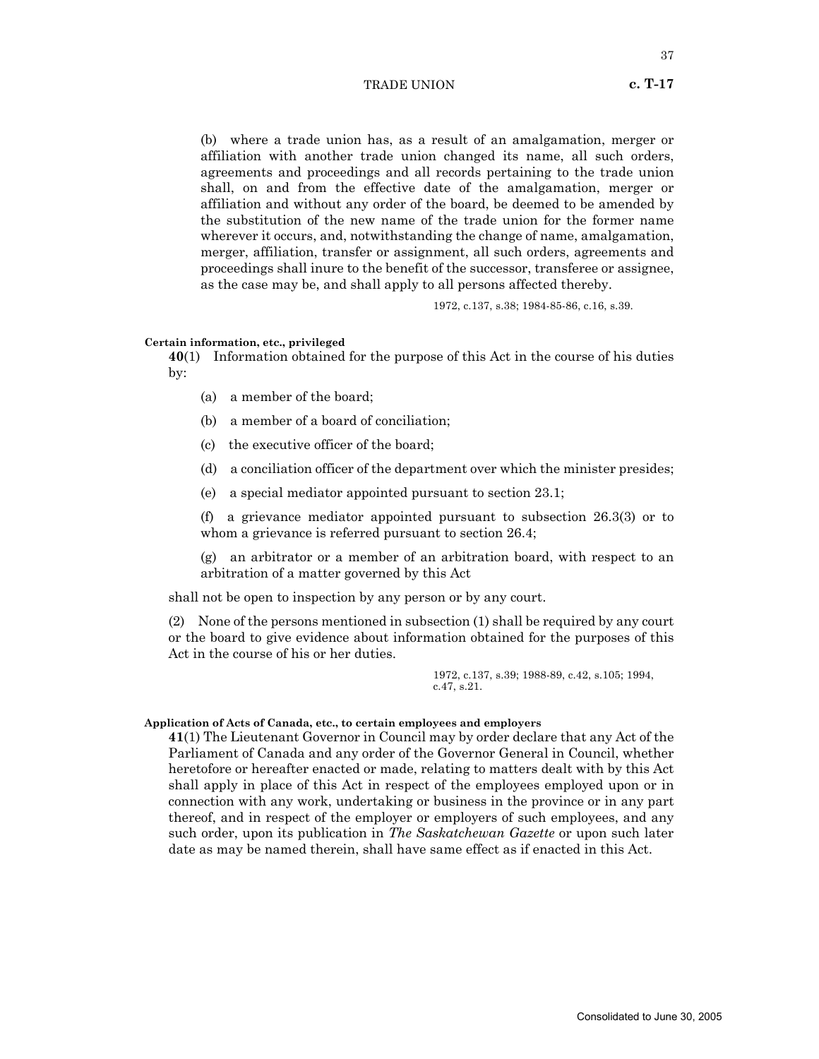(b) where a trade union has, as a result of an amalgamation, merger or affiliation with another trade union changed its name, all such orders, agreements and proceedings and all records pertaining to the trade union shall, on and from the effective date of the amalgamation, merger or affiliation and without any order of the board, be deemed to be amended by the substitution of the new name of the trade union for the former name wherever it occurs, and, notwithstanding the change of name, amalgamation, merger, affiliation, transfer or assignment, all such orders, agreements and proceedings shall inure to the benefit of the successor, transferee or assignee, as the case may be, and shall apply to all persons affected thereby.

1972, c.137, s.38; 1984-85-86, c.16, s.39.

**Certain information, etc., privileged**

**40**(1) Information obtained for the purpose of this Act in the course of his duties by:

(a) a member of the board;

(b) a member of a board of conciliation;

(c) the executive officer of the board;

(d) a conciliation officer of the department over which the minister presides;

(e) a special mediator appointed pursuant to section 23.1;

(f) a grievance mediator appointed pursuant to subsection 26.3(3) or to whom a grievance is referred pursuant to section 26.4;

(g) an arbitrator or a member of an arbitration board, with respect to an arbitration of a matter governed by this Act

shall not be open to inspection by any person or by any court.

(2) None of the persons mentioned in subsection (1) shall be required by any court or the board to give evidence about information obtained for the purposes of this Act in the course of his or her duties.

1972, c.137, s.39; 1988-89, c.42, s.105; 1994, c.47, s.21.

**Application of Acts of Canada, etc., to certain employees and employers**

**41**(1) The Lieutenant Governor in Council may by order declare that any Act of the Parliament of Canada and any order of the Governor General in Council, whether heretofore or hereafter enacted or made, relating to matters dealt with by this Act shall apply in place of this Act in respect of the employees employed upon or in connection with any work, undertaking or business in the province or in any part thereof, and in respect of the employer or employers of such employees, and any such order, upon its publication in *The Saskatchewan Gazette* or upon such later date as may be named therein, shall have same effect as if enacted in this Act.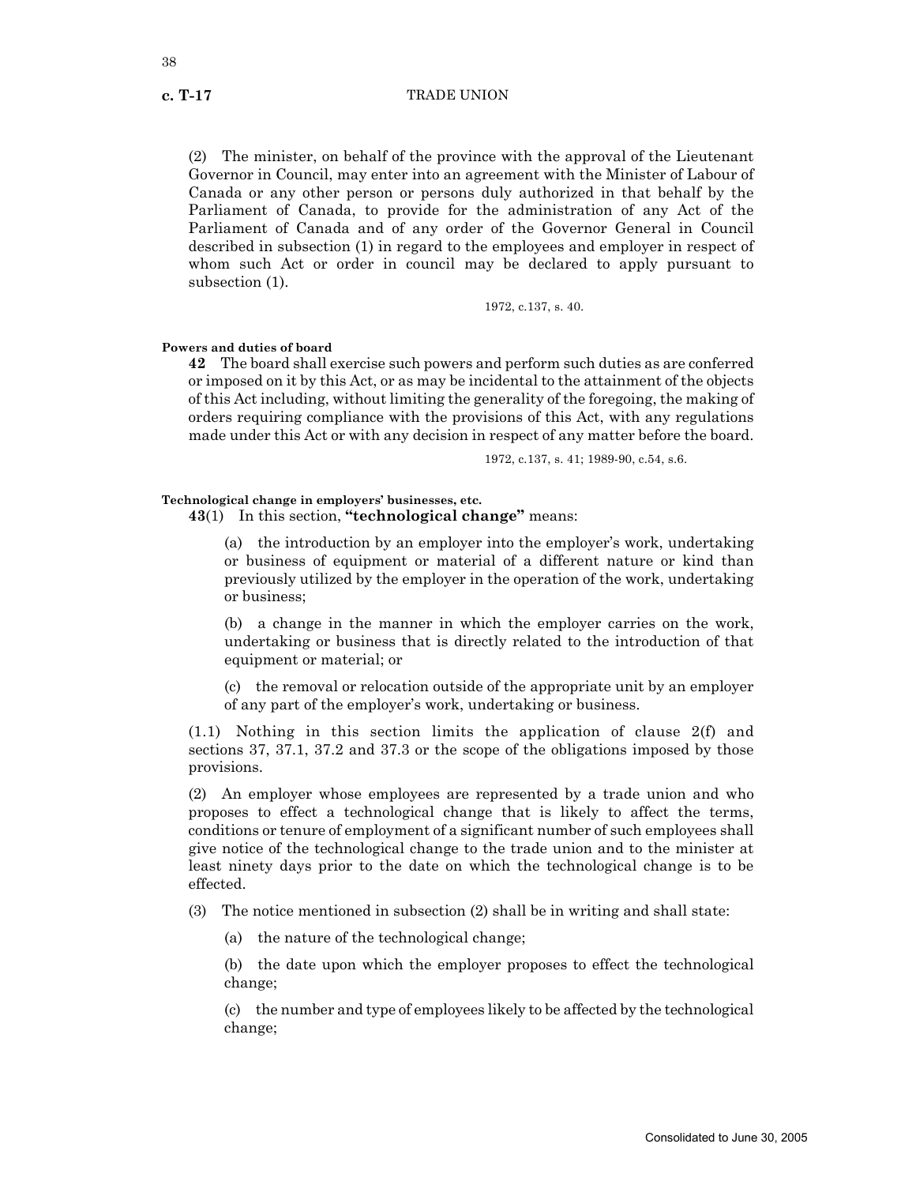(2) The minister, on behalf of the province with the approval of the Lieutenant Governor in Council, may enter into an agreement with the Minister of Labour of Canada or any other person or persons duly authorized in that behalf by the Parliament of Canada, to provide for the administration of any Act of the Parliament of Canada and of any order of the Governor General in Council described in subsection (1) in regard to the employees and employer in respect of whom such Act or order in council may be declared to apply pursuant to subsection (1).

1972, c.137, s. 40.

**Powers and duties of board**

**42** The board shall exercise such powers and perform such duties as are conferred or imposed on it by this Act, or as may be incidental to the attainment of the objects of this Act including, without limiting the generality of the foregoing, the making of orders requiring compliance with the provisions of this Act, with any regulations made under this Act or with any decision in respect of any matter before the board.

1972, c.137, s. 41; 1989-90, c.54, s.6.

**Technological change in employers' businesses, etc.**

**43**(1) In this section, **"technological change"** means:

(a) the introduction by an employer into the employer's work, undertaking or business of equipment or material of a different nature or kind than previously utilized by the employer in the operation of the work, undertaking or business;

(b) a change in the manner in which the employer carries on the work, undertaking or business that is directly related to the introduction of that equipment or material; or

(c) the removal or relocation outside of the appropriate unit by an employer of any part of the employer's work, undertaking or business.

(1.1) Nothing in this section limits the application of clause 2(f) and sections 37, 37.1, 37.2 and 37.3 or the scope of the obligations imposed by those provisions.

(2) An employer whose employees are represented by a trade union and who proposes to effect a technological change that is likely to affect the terms, conditions or tenure of employment of a significant number of such employees shall give notice of the technological change to the trade union and to the minister at least ninety days prior to the date on which the technological change is to be effected.

(3) The notice mentioned in subsection (2) shall be in writing and shall state:

(a) the nature of the technological change;

(b) the date upon which the employer proposes to effect the technological change;

(c) the number and type of employees likely to be affected by the technological change;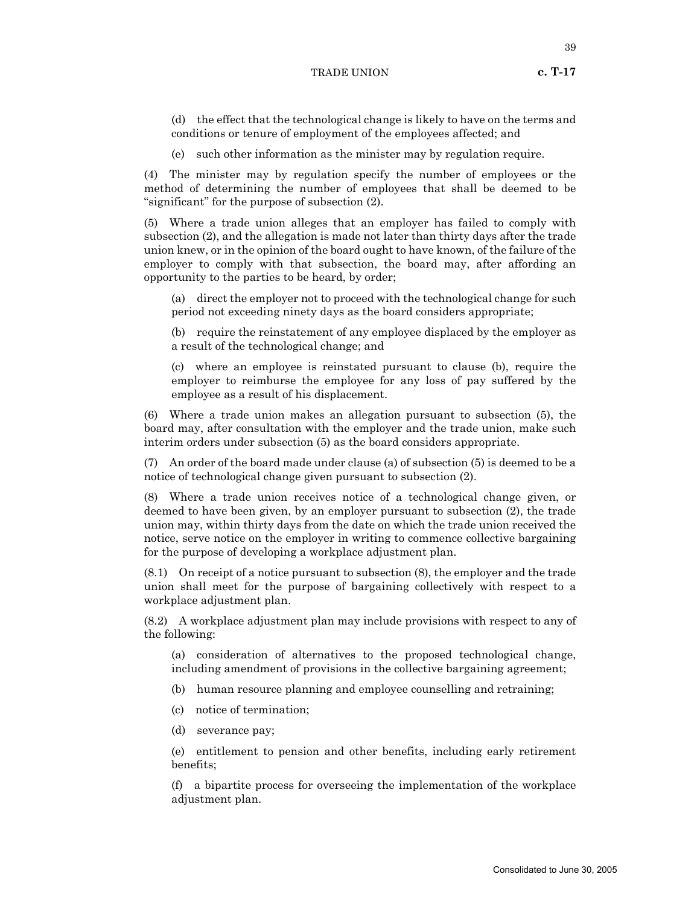(d) the effect that the technological change is likely to have on the terms and conditions or tenure of employment of the employees affected; and

(e) such other information as the minister may by regulation require.

(4) The minister may by regulation specify the number of employees or the method of determining the number of employees that shall be deemed to be "significant" for the purpose of subsection (2).

(5) Where a trade union alleges that an employer has failed to comply with subsection (2), and the allegation is made not later than thirty days after the trade union knew, or in the opinion of the board ought to have known, of the failure of the employer to comply with that subsection, the board may, after affording an opportunity to the parties to be heard, by order;

(a) direct the employer not to proceed with the technological change for such period not exceeding ninety days as the board considers appropriate;

(b) require the reinstatement of any employee displaced by the employer as a result of the technological change; and

(c) where an employee is reinstated pursuant to clause (b), require the employer to reimburse the employee for any loss of pay suffered by the employee as a result of his displacement.

(6) Where a trade union makes an allegation pursuant to subsection (5), the board may, after consultation with the employer and the trade union, make such interim orders under subsection (5) as the board considers appropriate.

(7) An order of the board made under clause (a) of subsection (5) is deemed to be a notice of technological change given pursuant to subsection (2).

(8) Where a trade union receives notice of a technological change given, or deemed to have been given, by an employer pursuant to subsection (2), the trade union may, within thirty days from the date on which the trade union received the notice, serve notice on the employer in writing to commence collective bargaining for the purpose of developing a workplace adjustment plan.

(8.1) On receipt of a notice pursuant to subsection (8), the employer and the trade union shall meet for the purpose of bargaining collectively with respect to a workplace adjustment plan.

(8.2) A workplace adjustment plan may include provisions with respect to any of the following:

(a) consideration of alternatives to the proposed technological change, including amendment of provisions in the collective bargaining agreement;

(b) human resource planning and employee counselling and retraining;

(c) notice of termination;

(d) severance pay;

(e) entitlement to pension and other benefits, including early retirement benefits;

(f) a bipartite process for overseeing the implementation of the workplace adjustment plan.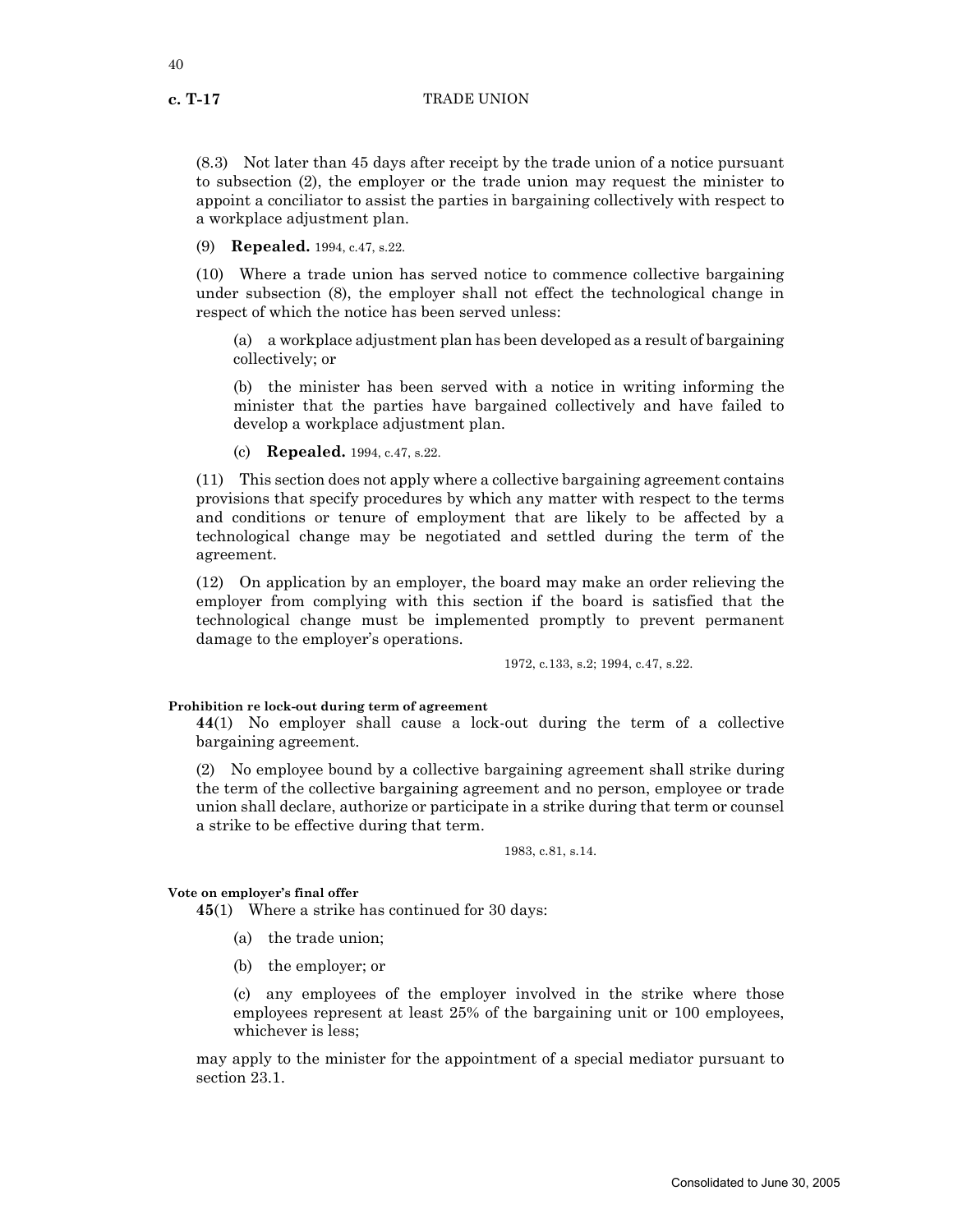(8.3) Not later than 45 days after receipt by the trade union of a notice pursuant to subsection (2), the employer or the trade union may request the minister to appoint a conciliator to assist the parties in bargaining collectively with respect to a workplace adjustment plan.

(9) **Repealed.** 1994, c.47, s.22.

(10) Where a trade union has served notice to commence collective bargaining under subsection (8), the employer shall not effect the technological change in respect of which the notice has been served unless:

(a) a workplace adjustment plan has been developed as a result of bargaining collectively; or

(b) the minister has been served with a notice in writing informing the minister that the parties have bargained collectively and have failed to develop a workplace adjustment plan.

(c) **Repealed.** 1994, c.47, s.22.

(11) This section does not apply where a collective bargaining agreement contains provisions that specify procedures by which any matter with respect to the terms and conditions or tenure of employment that are likely to be affected by a technological change may be negotiated and settled during the term of the agreement.

(12) On application by an employer, the board may make an order relieving the employer from complying with this section if the board is satisfied that the technological change must be implemented promptly to prevent permanent damage to the employer's operations.

1972, c.133, s.2; 1994, c.47, s.22.

**Prohibition re lock-out during term of agreement**

**44**(1) No employer shall cause a lock-out during the term of a collective bargaining agreement.

(2) No employee bound by a collective bargaining agreement shall strike during the term of the collective bargaining agreement and no person, employee or trade union shall declare, authorize or participate in a strike during that term or counsel a strike to be effective during that term.

1983, c.81, s.14.

**Vote on employer's final offer**

**45**(1) Where a strike has continued for 30 days:

(a) the trade union;

(b) the employer; or

(c) any employees of the employer involved in the strike where those employees represent at least 25% of the bargaining unit or 100 employees, whichever is less;

may apply to the minister for the appointment of a special mediator pursuant to section 23.1.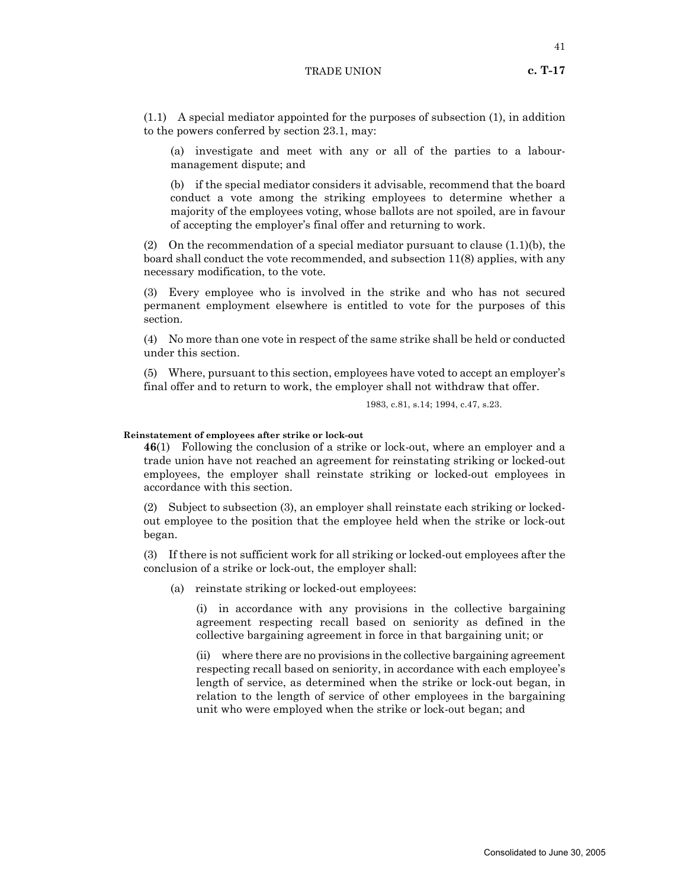(1.1) A special mediator appointed for the purposes of subsection (1), in addition to the powers conferred by section 23.1, may:

(a) investigate and meet with any or all of the parties to a labour-management dispute; and

(b) if the special mediator considers it advisable, recommend that the board conduct a vote among the striking employees to determine whether a majority of the employees voting, whose ballots are not spoiled, are in favour of accepting the employer's final offer and returning to work.

(2) On the recommendation of a special mediator pursuant to clause (1.1)(b), the board shall conduct the vote recommended, and subsection 11(8) applies, with any necessary modification, to the vote.

(3) Every employee who is involved in the strike and who has not secured permanent employment elsewhere is entitled to vote for the purposes of this section.

(4) No more than one vote in respect of the same strike shall be held or conducted under this section.

(5) Where, pursuant to this section, employees have voted to accept an employer's final offer and to return to work, the employer shall not withdraw that offer.

1983, c.81, s.14; 1994, c.47, s.23.

**Reinstatement of employees after strike or lock-out**

**46**(1) Following the conclusion of a strike or lock-out, where an employer and a trade union have not reached an agreement for reinstating striking or locked-out employees, the employer shall reinstate striking or locked-out employees in accordance with this section.

(2) Subject to subsection (3), an employer shall reinstate each striking or locked-out employee to the position that the employee held when the strike or lock-out began.

(3) If there is not sufficient work for all striking or locked-out employees after the conclusion of a strike or lock-out, the employer shall:

(a) reinstate striking or locked-out employees:

(i) in accordance with any provisions in the collective bargaining agreement respecting recall based on seniority as defined in the collective bargaining agreement in force in that bargaining unit; or

(ii) where there are no provisions in the collective bargaining agreement respecting recall based on seniority, in accordance with each employee's length of service, as determined when the strike or lock-out began, in relation to the length of service of other employees in the bargaining unit who were employed when the strike or lock-out began; and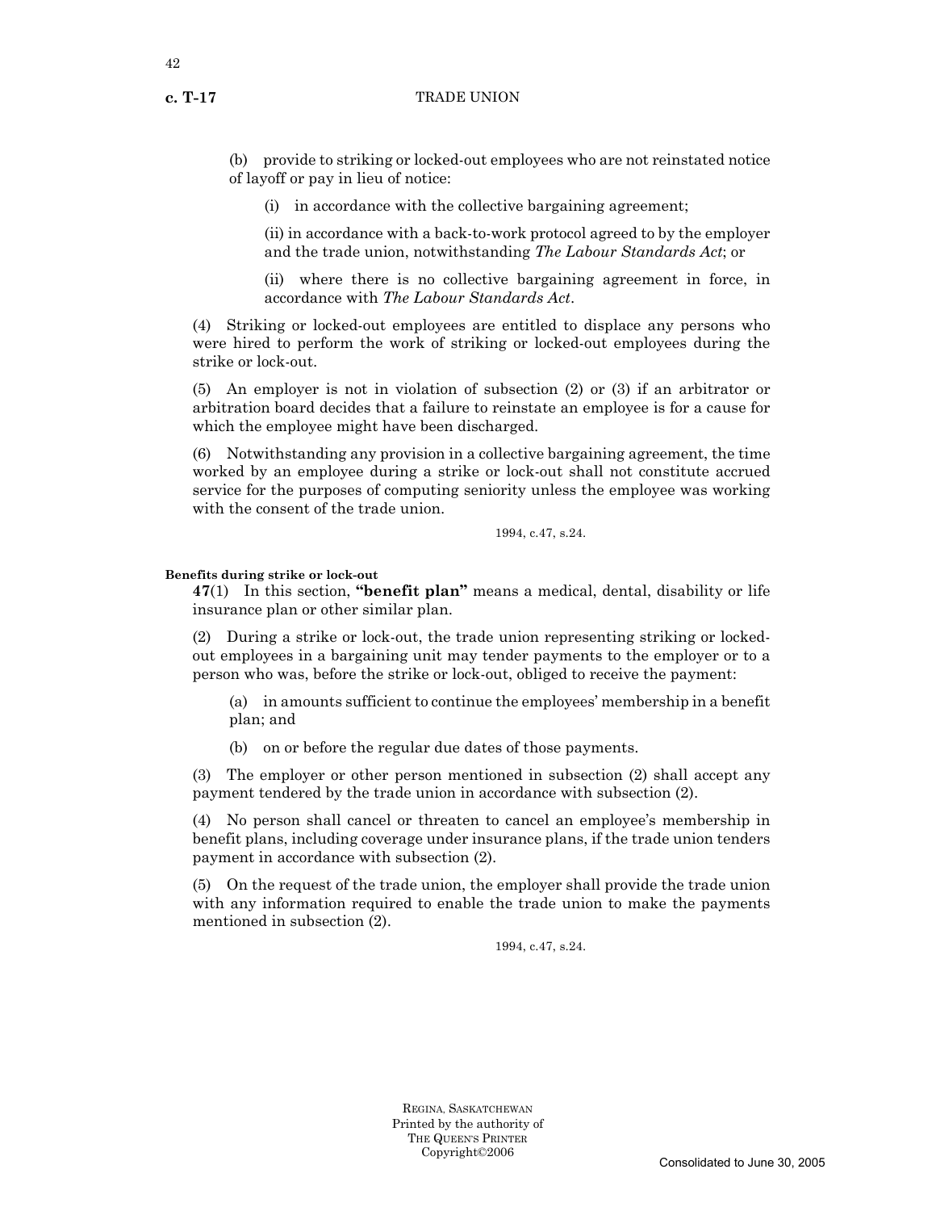(b) provide to striking or locked-out employees who are not reinstated notice of layoff or pay in lieu of notice:

(i) in accordance with the collective bargaining agreement;

(ii) in accordance with a back-to-work protocol agreed to by the employer and the trade union, notwithstanding *The Labour Standards Act*; or

(ii) where there is no collective bargaining agreement in force, in accordance with *The Labour Standards Act*.

(4) Striking or locked-out employees are entitled to displace any persons who were hired to perform the work of striking or locked-out employees during the strike or lock-out.

(5) An employer is not in violation of subsection (2) or (3) if an arbitrator or arbitration board decides that a failure to reinstate an employee is for a cause for which the employee might have been discharged.

(6) Notwithstanding any provision in a collective bargaining agreement, the time worked by an employee during a strike or lock-out shall not constitute accrued service for the purposes of computing seniority unless the employee was working with the consent of the trade union.

1994, c.47, s.24.

**Benefits during strike or lock-out**

**47**(1) In this section, **"benefit plan"** means a medical, dental, disability or life insurance plan or other similar plan.

(2) During a strike or lock-out, the trade union representing striking or locked-out employees in a bargaining unit may tender payments to the employer or to a person who was, before the strike or lock-out, obliged to receive the payment:

(a) in amounts sufficient to continue the employees' membership in a benefit plan; and

(b) on or before the regular due dates of those payments.

(3) The employer or other person mentioned in subsection (2) shall accept any payment tendered by the trade union in accordance with subsection (2).

(4) No person shall cancel or threaten to cancel an employee's membership in benefit plans, including coverage under insurance plans, if the trade union tenders payment in accordance with subsection (2).

(5) On the request of the trade union, the employer shall provide the trade union with any information required to enable the trade union to make the payments mentioned in subsection (2).

1994, c.47, s.24.

REGINA, SASKATCHEWAN
Printed by the authority of
THE QUEEN'S PRINTER
Copyright©2006